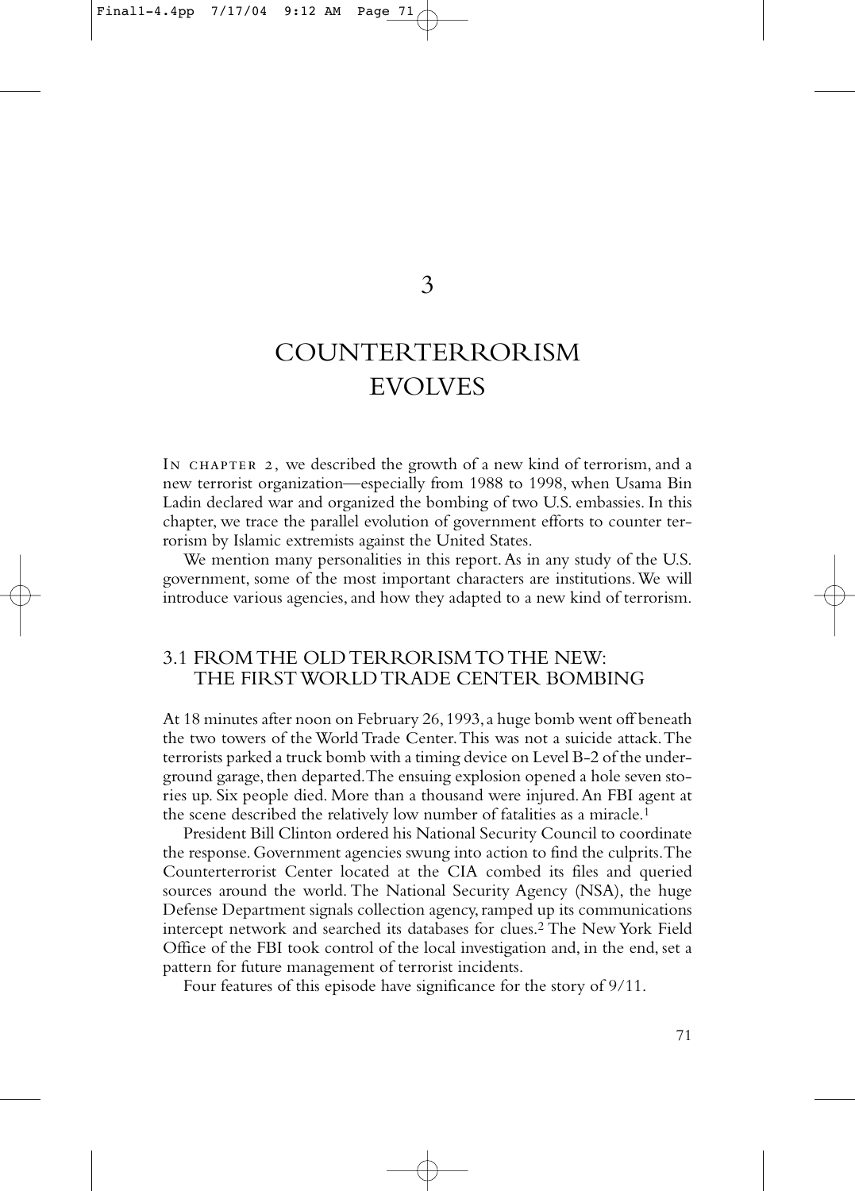# 3

# COUNTERTERRORISM EVOLVES

IN CHAPTER 2, we described the growth of a new kind of terrorism, and a new terrorist organization—especially from 1988 to 1998, when Usama Bin Ladin declared war and organized the bombing of two U.S. embassies. In this chapter, we trace the parallel evolution of government efforts to counter terrorism by Islamic extremists against the United States.

We mention many personalities in this report. As in any study of the U.S. government, some of the most important characters are institutions. We will introduce various agencies, and how they adapted to a new kind of terrorism.

## 3.1 FROM THE OLD TERRORISM TO THE NEW: THE FIRST WORLD TRADE CENTER BOMBING

At 18 minutes after noon on February 26, 1993, a huge bomb went off beneath the two towers of the World Trade Center. This was not a suicide attack. The terrorists parked a truck bomb with a timing device on Level B-2 of the underground garage, then departed. The ensuing explosion opened a hole seven stories up. Six people died. More than a thousand were injured. An FBI agent at the scene described the relatively low number of fatalities as a miracle.[1]

President Bill Clinton ordered his National Security Council to coordinate the response. Government agencies swung into action to find the culprits. The Counterterrorist Center located at the CIA combed its files and queried sources around the world. The National Security Agency (NSA), the huge Defense Department signals collection agency, ramped up its communications intercept network and searched its databases for clues.[2] The New York Field Office of the FBI took control of the local investigation and, in the end, set a pattern for future management of terrorist incidents.

Four features of this episode have significance for the story of 9/11.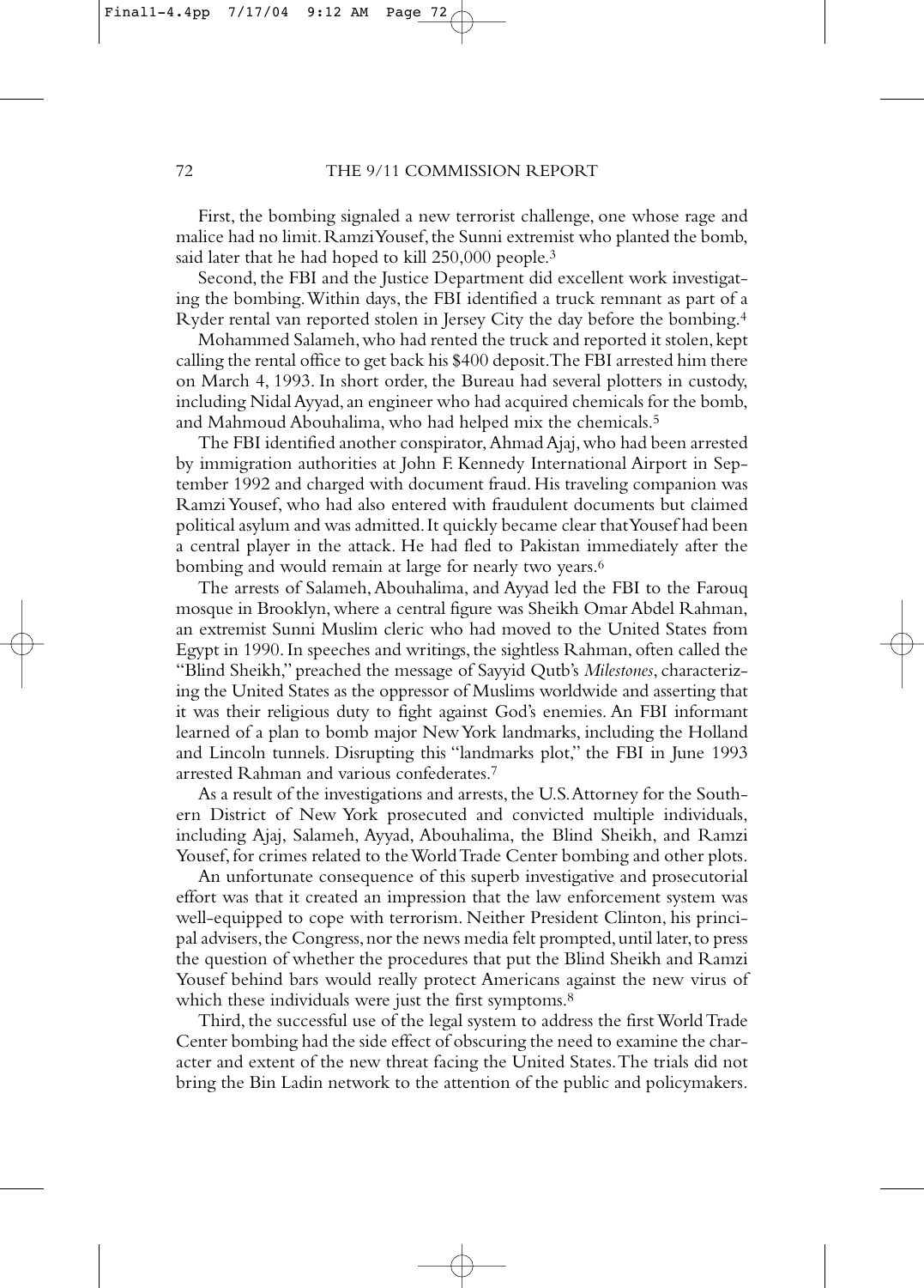First, the bombing signaled a new terrorist challenge, one whose rage and malice had no limit. Ramzi Yousef, the Sunni extremist who planted the bomb, said later that he had hoped to kill 250,000 people.[3]

Second, the FBI and the Justice Department did excellent work investigating the bombing. Within days, the FBI identified a truck remnant as part of a Ryder rental van reported stolen in Jersey City the day before the bombing.[4]

Mohammed Salameh, who had rented the truck and reported it stolen, kept calling the rental office to get back his $400 deposit. The FBI arrested him there on March 4, 1993. In short order, the Bureau had several plotters in custody, including Nidal Ayyad, an engineer who had acquired chemicals for the bomb, and Mahmoud Abouhalima, who had helped mix the chemicals.[5]

The FBI identified another conspirator, Ahmad Ajaj, who had been arrested by immigration authorities at John F. Kennedy International Airport in September 1992 and charged with document fraud. His traveling companion was Ramzi Yousef, who had also entered with fraudulent documents but claimed political asylum and was admitted. It quickly became clear that Yousef had been a central player in the attack. He had fled to Pakistan immediately after the bombing and would remain at large for nearly two years.[6]

The arrests of Salameh, Abouhalima, and Ayyad led the FBI to the Farouq mosque in Brooklyn, where a central figure was Sheikh Omar Abdel Rahman, an extremist Sunni Muslim cleric who had moved to the United States from Egypt in 1990. In speeches and writings, the sightless Rahman, often called the "Blind Sheikh," preached the message of Sayyid Qutb's *Milestones*, characterizing the United States as the oppressor of Muslims worldwide and asserting that it was their religious duty to fight against God's enemies. An FBI informant learned of a plan to bomb major New York landmarks, including the Holland and Lincoln tunnels. Disrupting this "landmarks plot," the FBI in June 1993 arrested Rahman and various confederates.[7]

As a result of the investigations and arrests, the U.S. Attorney for the Southern District of New York prosecuted and convicted multiple individuals, including Ajaj, Salameh, Ayyad, Abouhalima, the Blind Sheikh, and Ramzi Yousef, for crimes related to the World Trade Center bombing and other plots.

An unfortunate consequence of this superb investigative and prosecutorial effort was that it created an impression that the law enforcement system was well-equipped to cope with terrorism. Neither President Clinton, his principal advisers, the Congress, nor the news media felt prompted, until later, to press the question of whether the procedures that put the Blind Sheikh and Ramzi Yousef behind bars would really protect Americans against the new virus of which these individuals were just the first symptoms.[8]

Third, the successful use of the legal system to address the first World Trade Center bombing had the side effect of obscuring the need to examine the character and extent of the new threat facing the United States. The trials did not bring the Bin Ladin network to the attention of the public and policymakers.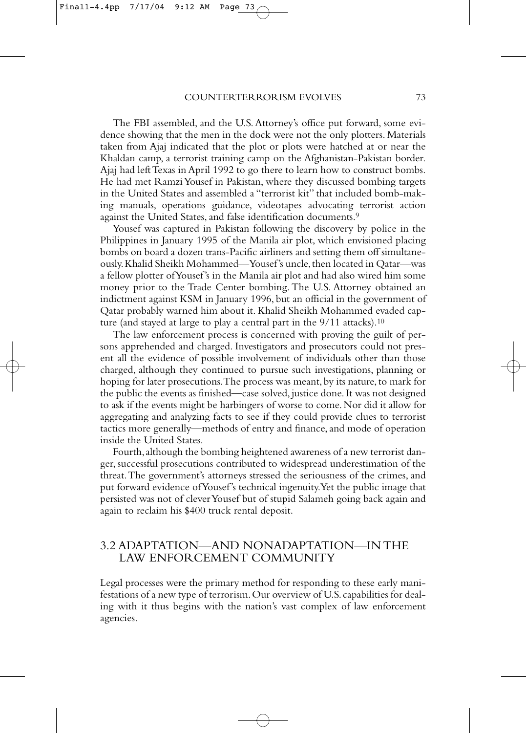The FBI assembled, and the U.S. Attorney's office put forward, some evidence showing that the men in the dock were not the only plotters. Materials taken from Ajaj indicated that the plot or plots were hatched at or near the Khaldan camp, a terrorist training camp on the Afghanistan-Pakistan border. Ajaj had left Texas in April 1992 to go there to learn how to construct bombs. He had met Ramzi Yousef in Pakistan, where they discussed bombing targets in the United States and assembled a "terrorist kit" that included bomb-making manuals, operations guidance, videotapes advocating terrorist action against the United States, and false identification documents.[9]

Yousef was captured in Pakistan following the discovery by police in the Philippines in January 1995 of the Manila air plot, which envisioned placing bombs on board a dozen trans-Pacific airliners and setting them off simultaneously. Khalid Sheikh Mohammed—Yousef's uncle, then located in Qatar—was a fellow plotter of Yousef's in the Manila air plot and had also wired him some money prior to the Trade Center bombing. The U.S. Attorney obtained an indictment against KSM in January 1996, but an official in the government of Qatar probably warned him about it. Khalid Sheikh Mohammed evaded capture (and stayed at large to play a central part in the 9/11 attacks).[10]

The law enforcement process is concerned with proving the guilt of persons apprehended and charged. Investigators and prosecutors could not present all the evidence of possible involvement of individuals other than those charged, although they continued to pursue such investigations, planning or hoping for later prosecutions. The process was meant, by its nature, to mark for the public the events as finished—case solved, justice done. It was not designed to ask if the events might be harbingers of worse to come. Nor did it allow for aggregating and analyzing facts to see if they could provide clues to terrorist tactics more generally—methods of entry and finance, and mode of operation inside the United States.

Fourth, although the bombing heightened awareness of a new terrorist danger, successful prosecutions contributed to widespread underestimation of the threat. The government's attorneys stressed the seriousness of the crimes, and put forward evidence of Yousef's technical ingenuity. Yet the public image that persisted was not of clever Yousef but of stupid Salameh going back again and again to reclaim his $400 truck rental deposit.

## 3.2 ADAPTATION—AND NONADAPTATION—IN THE LAW ENFORCEMENT COMMUNITY

Legal processes were the primary method for responding to these early manifestations of a new type of terrorism. Our overview of U.S. capabilities for dealing with it thus begins with the nation's vast complex of law enforcement agencies.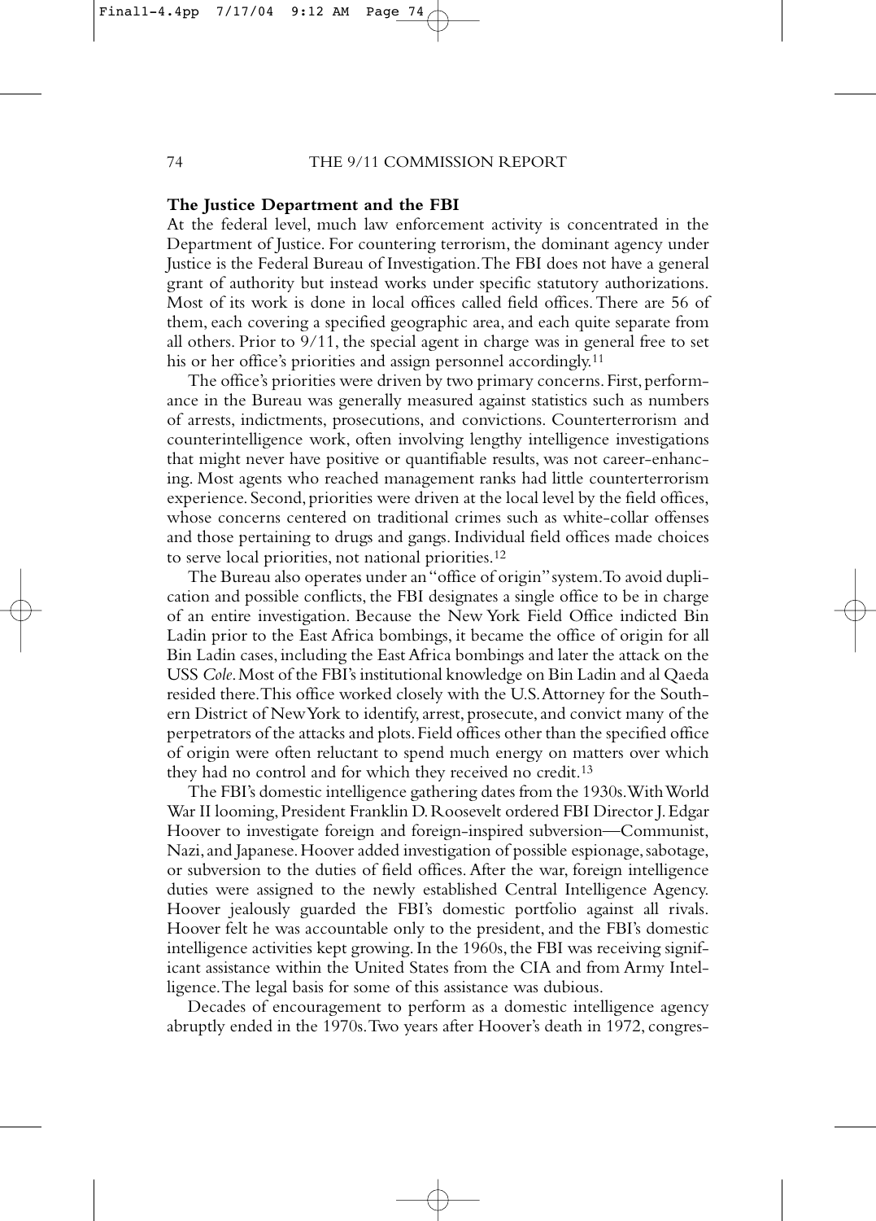### The Justice Department and the FBI

At the federal level, much law enforcement activity is concentrated in the Department of Justice. For countering terrorism, the dominant agency under Justice is the Federal Bureau of Investigation. The FBI does not have a general grant of authority but instead works under specific statutory authorizations. Most of its work is done in local offices called field offices. There are 56 of them, each covering a specified geographic area, and each quite separate from all others. Prior to 9/11, the special agent in charge was in general free to set his or her office's priorities and assign personnel accordingly.[11]

The office's priorities were driven by two primary concerns. First, performance in the Bureau was generally measured against statistics such as numbers of arrests, indictments, prosecutions, and convictions. Counterterrorism and counterintelligence work, often involving lengthy intelligence investigations that might never have positive or quantifiable results, was not career-enhancing. Most agents who reached management ranks had little counterterrorism experience. Second, priorities were driven at the local level by the field offices, whose concerns centered on traditional crimes such as white-collar offenses and those pertaining to drugs and gangs. Individual field offices made choices to serve local priorities, not national priorities.[12]

The Bureau also operates under an "office of origin" system. To avoid duplication and possible conflicts, the FBI designates a single office to be in charge of an entire investigation. Because the New York Field Office indicted Bin Ladin prior to the East Africa bombings, it became the office of origin for all Bin Ladin cases, including the East Africa bombings and later the attack on the USS *Cole*. Most of the FBI's institutional knowledge on Bin Ladin and al Qaeda resided there. This office worked closely with the U.S. Attorney for the Southern District of New York to identify, arrest, prosecute, and convict many of the perpetrators of the attacks and plots. Field offices other than the specified office of origin were often reluctant to spend much energy on matters over which they had no control and for which they received no credit.[13]

The FBI's domestic intelligence gathering dates from the 1930s. With World War II looming, President Franklin D. Roosevelt ordered FBI Director J. Edgar Hoover to investigate foreign and foreign-inspired subversion—Communist, Nazi, and Japanese. Hoover added investigation of possible espionage, sabotage, or subversion to the duties of field offices. After the war, foreign intelligence duties were assigned to the newly established Central Intelligence Agency. Hoover jealously guarded the FBI's domestic portfolio against all rivals. Hoover felt he was accountable only to the president, and the FBI's domestic intelligence activities kept growing. In the 1960s, the FBI was receiving significant assistance within the United States from the CIA and from Army Intelligence. The legal basis for some of this assistance was dubious.

Decades of encouragement to perform as a domestic intelligence agency abruptly ended in the 1970s. Two years after Hoover's death in 1972, congres-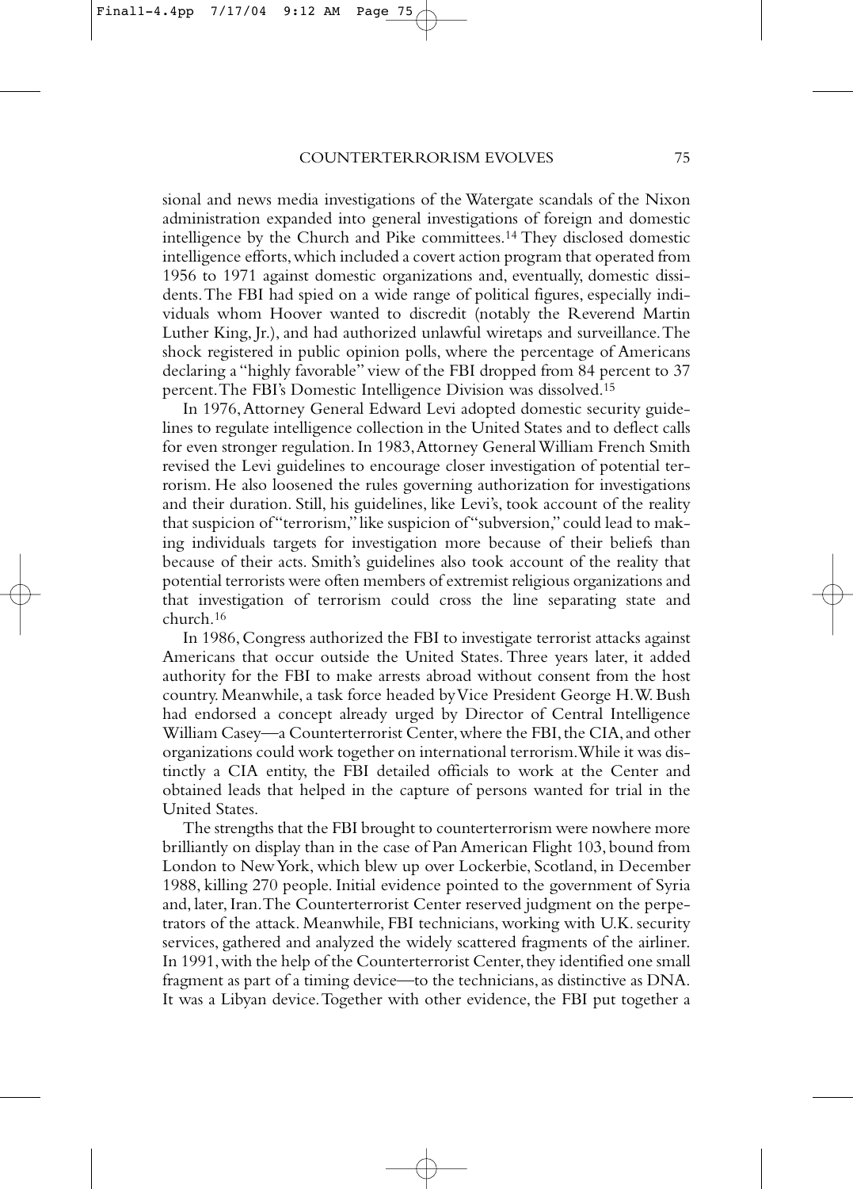sional and news media investigations of the Watergate scandals of the Nixon administration expanded into general investigations of foreign and domestic intelligence by the Church and Pike committees.[14] They disclosed domestic intelligence efforts, which included a covert action program that operated from 1956 to 1971 against domestic organizations and, eventually, domestic dissidents. The FBI had spied on a wide range of political figures, especially individuals whom Hoover wanted to discredit (notably the Reverend Martin Luther King, Jr.), and had authorized unlawful wiretaps and surveillance. The shock registered in public opinion polls, where the percentage of Americans declaring a "highly favorable" view of the FBI dropped from 84 percent to 37 percent. The FBI's Domestic Intelligence Division was dissolved.[15]

In 1976, Attorney General Edward Levi adopted domestic security guidelines to regulate intelligence collection in the United States and to deflect calls for even stronger regulation. In 1983, Attorney General William French Smith revised the Levi guidelines to encourage closer investigation of potential terrorism. He also loosened the rules governing authorization for investigations and their duration. Still, his guidelines, like Levi's, took account of the reality that suspicion of "terrorism," like suspicion of "subversion," could lead to making individuals targets for investigation more because of their beliefs than because of their acts. Smith's guidelines also took account of the reality that potential terrorists were often members of extremist religious organizations and that investigation of terrorism could cross the line separating state and church.[16]

In 1986, Congress authorized the FBI to investigate terrorist attacks against Americans that occur outside the United States. Three years later, it added authority for the FBI to make arrests abroad without consent from the host country. Meanwhile, a task force headed by Vice President George H.W. Bush had endorsed a concept already urged by Director of Central Intelligence William Casey—a Counterterrorist Center, where the FBI, the CIA, and other organizations could work together on international terrorism. While it was distinctly a CIA entity, the FBI detailed officials to work at the Center and obtained leads that helped in the capture of persons wanted for trial in the United States.

The strengths that the FBI brought to counterterrorism were nowhere more brilliantly on display than in the case of Pan American Flight 103, bound from London to New York, which blew up over Lockerbie, Scotland, in December 1988, killing 270 people. Initial evidence pointed to the government of Syria and, later, Iran. The Counterterrorist Center reserved judgment on the perpetrators of the attack. Meanwhile, FBI technicians, working with U.K. security services, gathered and analyzed the widely scattered fragments of the airliner. In 1991, with the help of the Counterterrorist Center, they identified one small fragment as part of a timing device—to the technicians, as distinctive as DNA. It was a Libyan device. Together with other evidence, the FBI put together a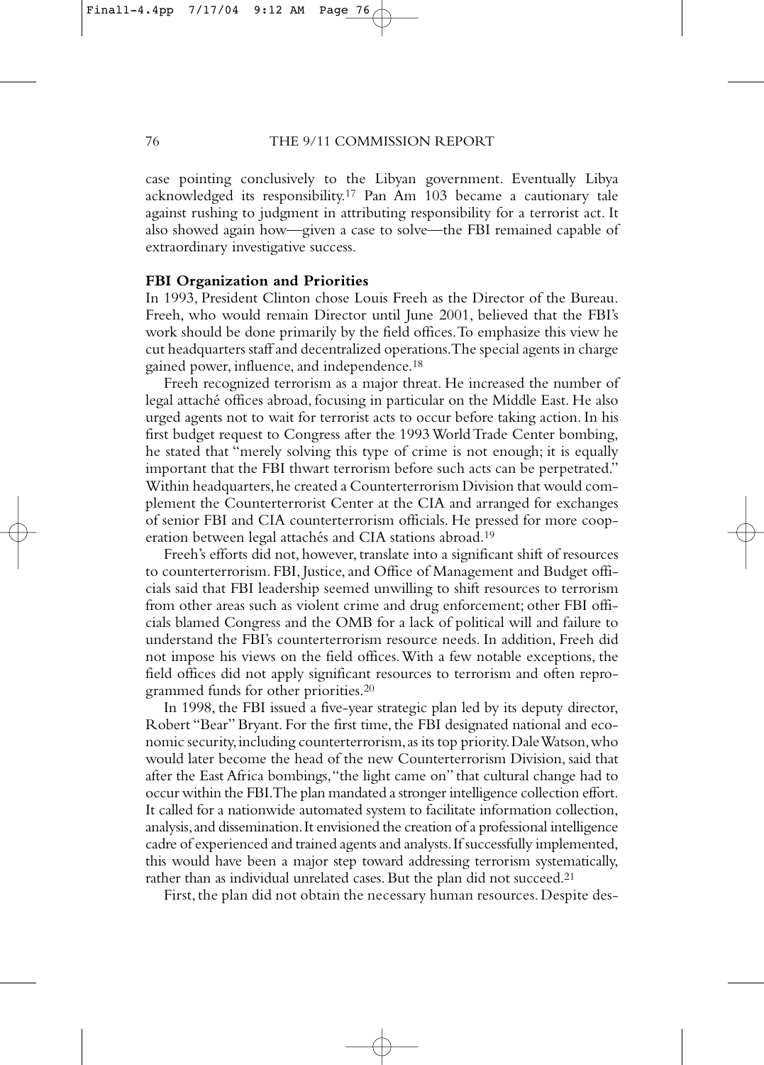case pointing conclusively to the Libyan government. Eventually Libya acknowledged its responsibility.[17] Pan Am 103 became a cautionary tale against rushing to judgment in attributing responsibility for a terrorist act. It also showed again how—given a case to solve—the FBI remained capable of extraordinary investigative success.

**FBI Organization and Priorities**

In 1993, President Clinton chose Louis Freeh as the Director of the Bureau. Freeh, who would remain Director until June 2001, believed that the FBI's work should be done primarily by the field offices. To emphasize this view he cut headquarters staff and decentralized operations. The special agents in charge gained power, influence, and independence.[18]

Freeh recognized terrorism as a major threat. He increased the number of legal attaché offices abroad, focusing in particular on the Middle East. He also urged agents not to wait for terrorist acts to occur before taking action. In his first budget request to Congress after the 1993 World Trade Center bombing, he stated that "merely solving this type of crime is not enough; it is equally important that the FBI thwart terrorism before such acts can be perpetrated." Within headquarters, he created a Counterterrorism Division that would complement the Counterterrorist Center at the CIA and arranged for exchanges of senior FBI and CIA counterterrorism officials. He pressed for more cooperation between legal attachés and CIA stations abroad.[19]

Freeh's efforts did not, however, translate into a significant shift of resources to counterterrorism. FBI, Justice, and Office of Management and Budget officials said that FBI leadership seemed unwilling to shift resources to terrorism from other areas such as violent crime and drug enforcement; other FBI officials blamed Congress and the OMB for a lack of political will and failure to understand the FBI's counterterrorism resource needs. In addition, Freeh did not impose his views on the field offices. With a few notable exceptions, the field offices did not apply significant resources to terrorism and often reprogrammed funds for other priorities.[20]

In 1998, the FBI issued a five-year strategic plan led by its deputy director, Robert "Bear" Bryant. For the first time, the FBI designated national and economic security, including counterterrorism, as its top priority. Dale Watson, who would later become the head of the new Counterterrorism Division, said that after the East Africa bombings, "the light came on" that cultural change had to occur within the FBI. The plan mandated a stronger intelligence collection effort. It called for a nationwide automated system to facilitate information collection, analysis, and dissemination. It envisioned the creation of a professional intelligence cadre of experienced and trained agents and analysts. If successfully implemented, this would have been a major step toward addressing terrorism systematically, rather than as individual unrelated cases. But the plan did not succeed.[21]

First, the plan did not obtain the necessary human resources. Despite des-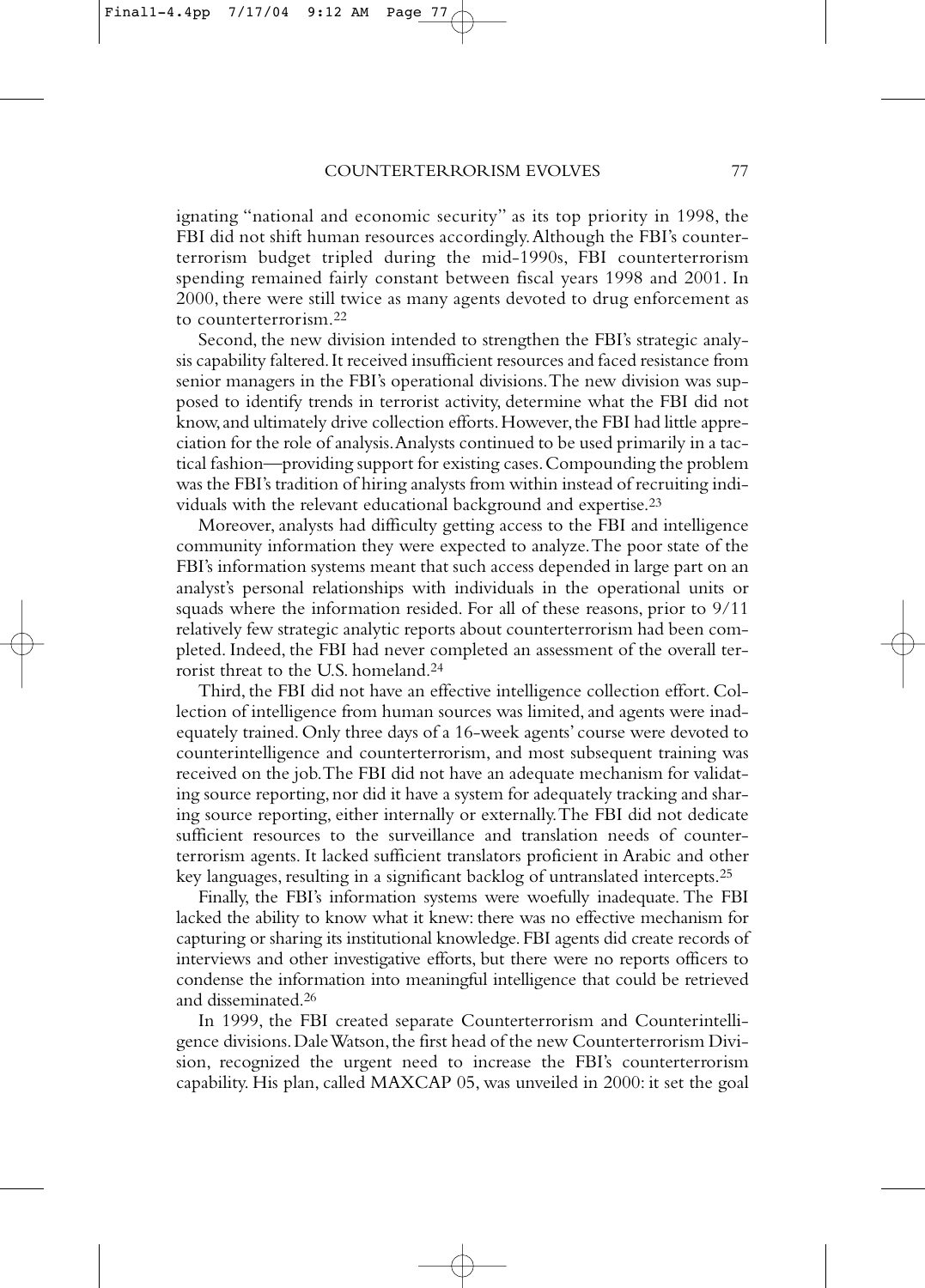ignating "national and economic security" as its top priority in 1998, the FBI did not shift human resources accordingly. Although the FBI's counterterrorism budget tripled during the mid-1990s, FBI counterterrorism spending remained fairly constant between fiscal years 1998 and 2001. In 2000, there were still twice as many agents devoted to drug enforcement as to counterterrorism.[22]

Second, the new division intended to strengthen the FBI's strategic analysis capability faltered. It received insufficient resources and faced resistance from senior managers in the FBI's operational divisions. The new division was supposed to identify trends in terrorist activity, determine what the FBI did not know, and ultimately drive collection efforts. However, the FBI had little appreciation for the role of analysis. Analysts continued to be used primarily in a tactical fashion—providing support for existing cases. Compounding the problem was the FBI's tradition of hiring analysts from within instead of recruiting individuals with the relevant educational background and expertise.[23]

Moreover, analysts had difficulty getting access to the FBI and intelligence community information they were expected to analyze. The poor state of the FBI's information systems meant that such access depended in large part on an analyst's personal relationships with individuals in the operational units or squads where the information resided. For all of these reasons, prior to 9/11 relatively few strategic analytic reports about counterterrorism had been completed. Indeed, the FBI had never completed an assessment of the overall terrorist threat to the U.S. homeland.[24]

Third, the FBI did not have an effective intelligence collection effort. Collection of intelligence from human sources was limited, and agents were inadequately trained. Only three days of a 16-week agents' course were devoted to counterintelligence and counterterrorism, and most subsequent training was received on the job. The FBI did not have an adequate mechanism for validating source reporting, nor did it have a system for adequately tracking and sharing source reporting, either internally or externally. The FBI did not dedicate sufficient resources to the surveillance and translation needs of counterterrorism agents. It lacked sufficient translators proficient in Arabic and other key languages, resulting in a significant backlog of untranslated intercepts.[25]

Finally, the FBI's information systems were woefully inadequate. The FBI lacked the ability to know what it knew: there was no effective mechanism for capturing or sharing its institutional knowledge. FBI agents did create records of interviews and other investigative efforts, but there were no reports officers to condense the information into meaningful intelligence that could be retrieved and disseminated.[26]

In 1999, the FBI created separate Counterterrorism and Counterintelligence divisions. Dale Watson, the first head of the new Counterterrorism Division, recognized the urgent need to increase the FBI's counterterrorism capability. His plan, called MAXCAP 05, was unveiled in 2000: it set the goal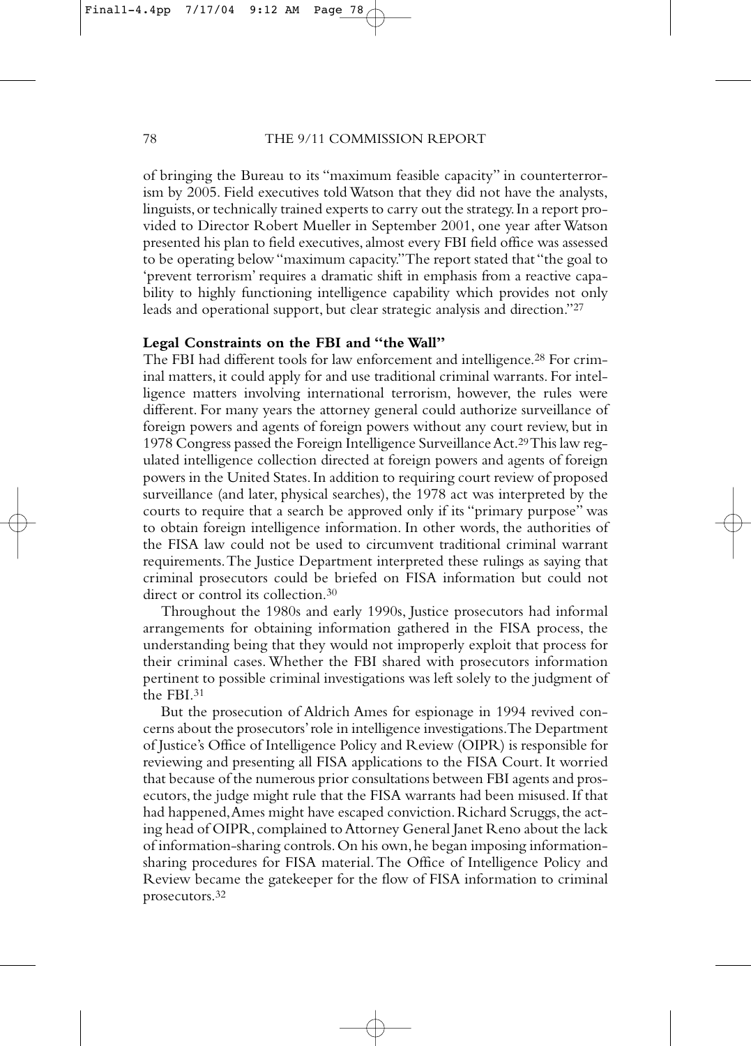of bringing the Bureau to its "maximum feasible capacity" in counterterrorism by 2005. Field executives told Watson that they did not have the analysts, linguists, or technically trained experts to carry out the strategy. In a report provided to Director Robert Mueller in September 2001, one year after Watson presented his plan to field executives, almost every FBI field office was assessed to be operating below "maximum capacity." The report stated that "the goal to 'prevent terrorism' requires a dramatic shift in emphasis from a reactive capability to highly functioning intelligence capability which provides not only leads and operational support, but clear strategic analysis and direction."[27]

**Legal Constraints on the FBI and "the Wall"**

The FBI had different tools for law enforcement and intelligence.[28] For criminal matters, it could apply for and use traditional criminal warrants. For intelligence matters involving international terrorism, however, the rules were different. For many years the attorney general could authorize surveillance of foreign powers and agents of foreign powers without any court review, but in 1978 Congress passed the Foreign Intelligence Surveillance Act.[29] This law regulated intelligence collection directed at foreign powers and agents of foreign powers in the United States. In addition to requiring court review of proposed surveillance (and later, physical searches), the 1978 act was interpreted by the courts to require that a search be approved only if its "primary purpose" was to obtain foreign intelligence information. In other words, the authorities of the FISA law could not be used to circumvent traditional criminal warrant requirements. The Justice Department interpreted these rulings as saying that criminal prosecutors could be briefed on FISA information but could not direct or control its collection.[30]

Throughout the 1980s and early 1990s, Justice prosecutors had informal arrangements for obtaining information gathered in the FISA process, the understanding being that they would not improperly exploit that process for their criminal cases. Whether the FBI shared with prosecutors information pertinent to possible criminal investigations was left solely to the judgment of the FBI.[31]

But the prosecution of Aldrich Ames for espionage in 1994 revived concerns about the prosecutors' role in intelligence investigations. The Department of Justice's Office of Intelligence Policy and Review (OIPR) is responsible for reviewing and presenting all FISA applications to the FISA Court. It worried that because of the numerous prior consultations between FBI agents and prosecutors, the judge might rule that the FISA warrants had been misused. If that had happened, Ames might have escaped conviction. Richard Scruggs, the acting head of OIPR, complained to Attorney General Janet Reno about the lack of information-sharing controls. On his own, he began imposing information-sharing procedures for FISA material. The Office of Intelligence Policy and Review became the gatekeeper for the flow of FISA information to criminal prosecutors.[32]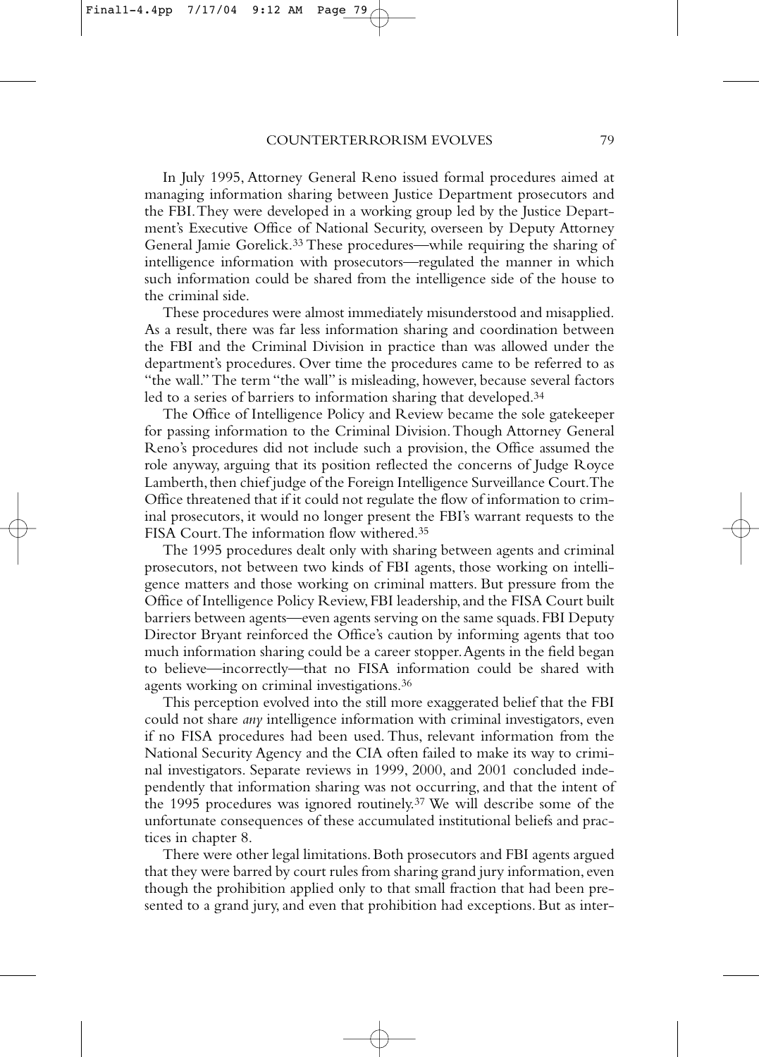In July 1995, Attorney General Reno issued formal procedures aimed at managing information sharing between Justice Department prosecutors and the FBI. They were developed in a working group led by the Justice Department's Executive Office of National Security, overseen by Deputy Attorney General Jamie Gorelick.[33] These procedures—while requiring the sharing of intelligence information with prosecutors—regulated the manner in which such information could be shared from the intelligence side of the house to the criminal side.

These procedures were almost immediately misunderstood and misapplied. As a result, there was far less information sharing and coordination between the FBI and the Criminal Division in practice than was allowed under the department's procedures. Over time the procedures came to be referred to as "the wall." The term "the wall" is misleading, however, because several factors led to a series of barriers to information sharing that developed.[34]

The Office of Intelligence Policy and Review became the sole gatekeeper for passing information to the Criminal Division. Though Attorney General Reno's procedures did not include such a provision, the Office assumed the role anyway, arguing that its position reflected the concerns of Judge Royce Lamberth, then chief judge of the Foreign Intelligence Surveillance Court. The Office threatened that if it could not regulate the flow of information to criminal prosecutors, it would no longer present the FBI's warrant requests to the FISA Court. The information flow withered.[35]

The 1995 procedures dealt only with sharing between agents and criminal prosecutors, not between two kinds of FBI agents, those working on intelligence matters and those working on criminal matters. But pressure from the Office of Intelligence Policy Review, FBI leadership, and the FISA Court built barriers between agents—even agents serving on the same squads. FBI Deputy Director Bryant reinforced the Office's caution by informing agents that too much information sharing could be a career stopper. Agents in the field began to believe—incorrectly—that no FISA information could be shared with agents working on criminal investigations.[36]

This perception evolved into the still more exaggerated belief that the FBI could not share *any* intelligence information with criminal investigators, even if no FISA procedures had been used. Thus, relevant information from the National Security Agency and the CIA often failed to make its way to criminal investigators. Separate reviews in 1999, 2000, and 2001 concluded independently that information sharing was not occurring, and that the intent of the 1995 procedures was ignored routinely.[37] We will describe some of the unfortunate consequences of these accumulated institutional beliefs and practices in chapter 8.

There were other legal limitations. Both prosecutors and FBI agents argued that they were barred by court rules from sharing grand jury information, even though the prohibition applied only to that small fraction that had been presented to a grand jury, and even that prohibition had exceptions. But as inter-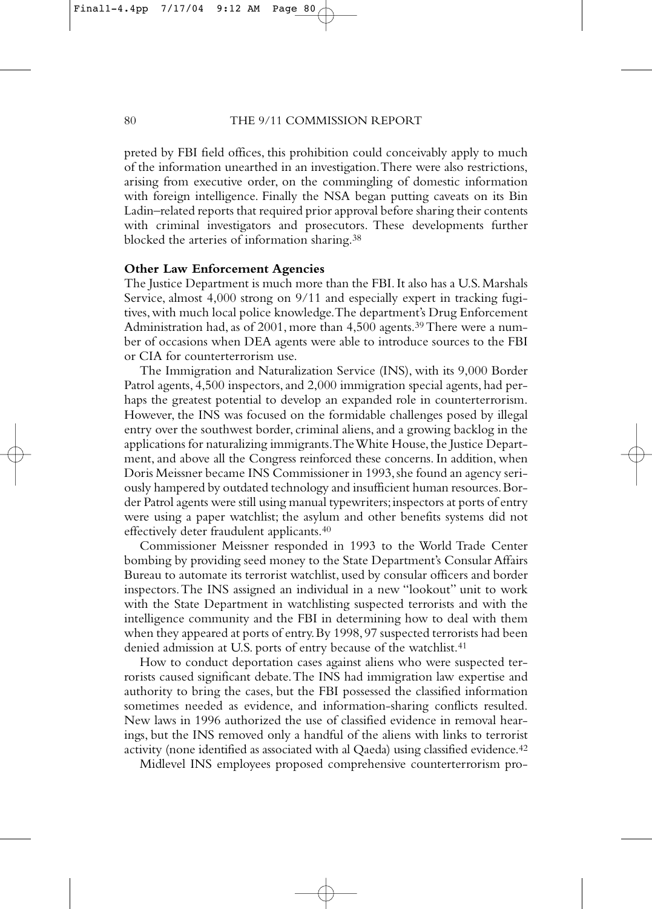preted by FBI field offices, this prohibition could conceivably apply to much of the information unearthed in an investigation. There were also restrictions, arising from executive order, on the commingling of domestic information with foreign intelligence. Finally the NSA began putting caveats on its Bin Ladin–related reports that required prior approval before sharing their contents with criminal investigators and prosecutors. These developments further blocked the arteries of information sharing.[38]

**Other Law Enforcement Agencies**

The Justice Department is much more than the FBI. It also has a U.S. Marshals Service, almost 4,000 strong on 9/11 and especially expert in tracking fugitives, with much local police knowledge. The department's Drug Enforcement Administration had, as of 2001, more than 4,500 agents.[39] There were a number of occasions when DEA agents were able to introduce sources to the FBI or CIA for counterterrorism use.

The Immigration and Naturalization Service (INS), with its 9,000 Border Patrol agents, 4,500 inspectors, and 2,000 immigration special agents, had perhaps the greatest potential to develop an expanded role in counterterrorism. However, the INS was focused on the formidable challenges posed by illegal entry over the southwest border, criminal aliens, and a growing backlog in the applications for naturalizing immigrants. The White House, the Justice Department, and above all the Congress reinforced these concerns. In addition, when Doris Meissner became INS Commissioner in 1993, she found an agency seriously hampered by outdated technology and insufficient human resources. Border Patrol agents were still using manual typewriters; inspectors at ports of entry were using a paper watchlist; the asylum and other benefits systems did not effectively deter fraudulent applicants.[40]

Commissioner Meissner responded in 1993 to the World Trade Center bombing by providing seed money to the State Department's Consular Affairs Bureau to automate its terrorist watchlist, used by consular officers and border inspectors. The INS assigned an individual in a new "lookout" unit to work with the State Department in watchlisting suspected terrorists and with the intelligence community and the FBI in determining how to deal with them when they appeared at ports of entry. By 1998, 97 suspected terrorists had been denied admission at U.S. ports of entry because of the watchlist.[41]

How to conduct deportation cases against aliens who were suspected terrorists caused significant debate. The INS had immigration law expertise and authority to bring the cases, but the FBI possessed the classified information sometimes needed as evidence, and information-sharing conflicts resulted. New laws in 1996 authorized the use of classified evidence in removal hearings, but the INS removed only a handful of the aliens with links to terrorist activity (none identified as associated with al Qaeda) using classified evidence.[42]

Midlevel INS employees proposed comprehensive counterterrorism pro-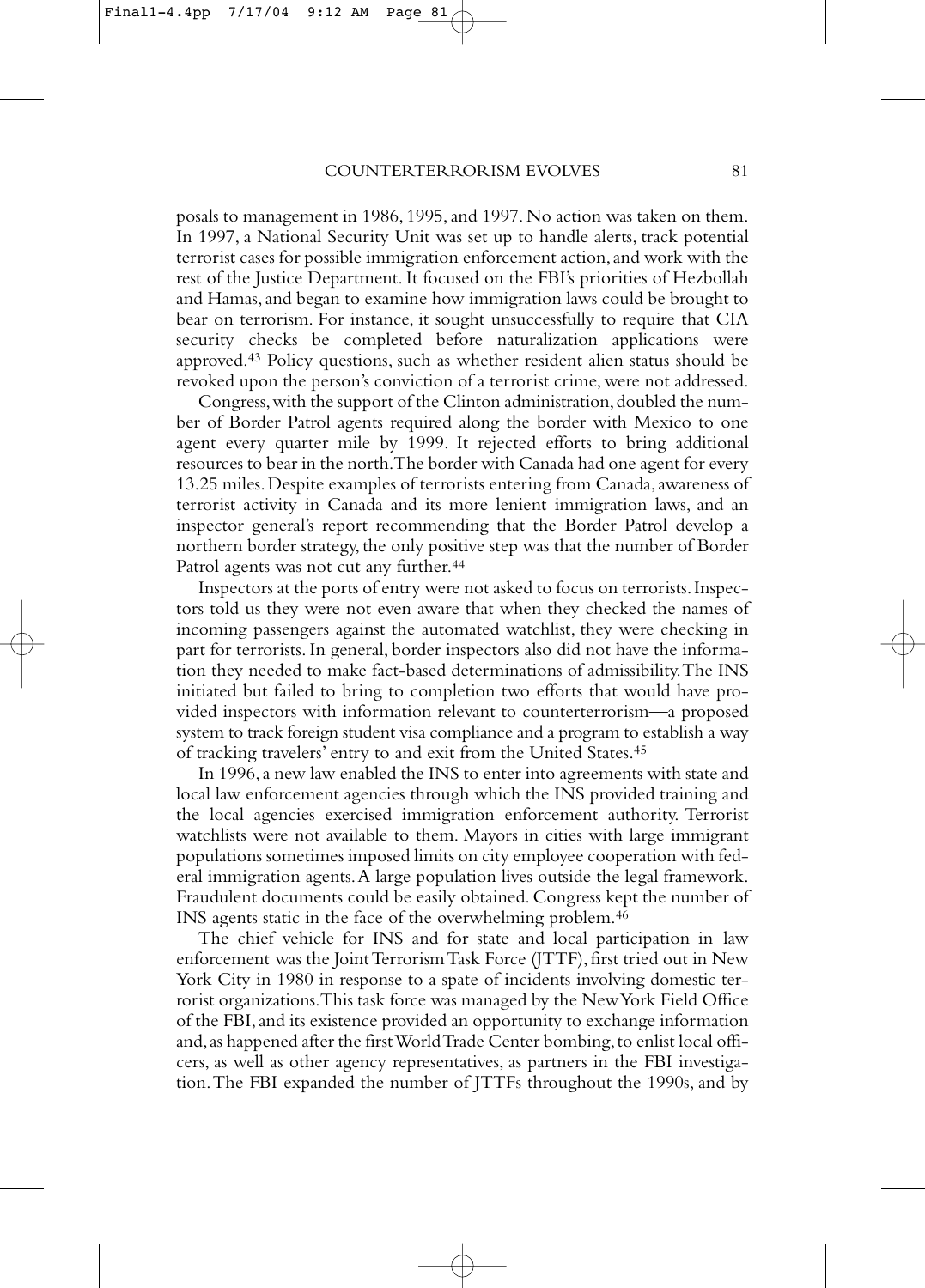posals to management in 1986, 1995, and 1997. No action was taken on them. In 1997, a National Security Unit was set up to handle alerts, track potential terrorist cases for possible immigration enforcement action, and work with the rest of the Justice Department. It focused on the FBI's priorities of Hezbollah and Hamas, and began to examine how immigration laws could be brought to bear on terrorism. For instance, it sought unsuccessfully to require that CIA security checks be completed before naturalization applications were approved.[43] Policy questions, such as whether resident alien status should be revoked upon the person's conviction of a terrorist crime, were not addressed.

Congress, with the support of the Clinton administration, doubled the number of Border Patrol agents required along the border with Mexico to one agent every quarter mile by 1999. It rejected efforts to bring additional resources to bear in the north. The border with Canada had one agent for every 13.25 miles. Despite examples of terrorists entering from Canada, awareness of terrorist activity in Canada and its more lenient immigration laws, and an inspector general's report recommending that the Border Patrol develop a northern border strategy, the only positive step was that the number of Border Patrol agents was not cut any further.[44]

Inspectors at the ports of entry were not asked to focus on terrorists. Inspectors told us they were not even aware that when they checked the names of incoming passengers against the automated watchlist, they were checking in part for terrorists. In general, border inspectors also did not have the information they needed to make fact-based determinations of admissibility. The INS initiated but failed to bring to completion two efforts that would have provided inspectors with information relevant to counterterrorism—a proposed system to track foreign student visa compliance and a program to establish a way of tracking travelers' entry to and exit from the United States.[45]

In 1996, a new law enabled the INS to enter into agreements with state and local law enforcement agencies through which the INS provided training and the local agencies exercised immigration enforcement authority. Terrorist watchlists were not available to them. Mayors in cities with large immigrant populations sometimes imposed limits on city employee cooperation with federal immigration agents. A large population lives outside the legal framework. Fraudulent documents could be easily obtained. Congress kept the number of INS agents static in the face of the overwhelming problem.[46]

The chief vehicle for INS and for state and local participation in law enforcement was the Joint Terrorism Task Force (JTTF), first tried out in New York City in 1980 in response to a spate of incidents involving domestic terrorist organizations. This task force was managed by the New York Field Office of the FBI, and its existence provided an opportunity to exchange information and, as happened after the first World Trade Center bombing, to enlist local officers, as well as other agency representatives, as partners in the FBI investigation. The FBI expanded the number of JTTFs throughout the 1990s, and by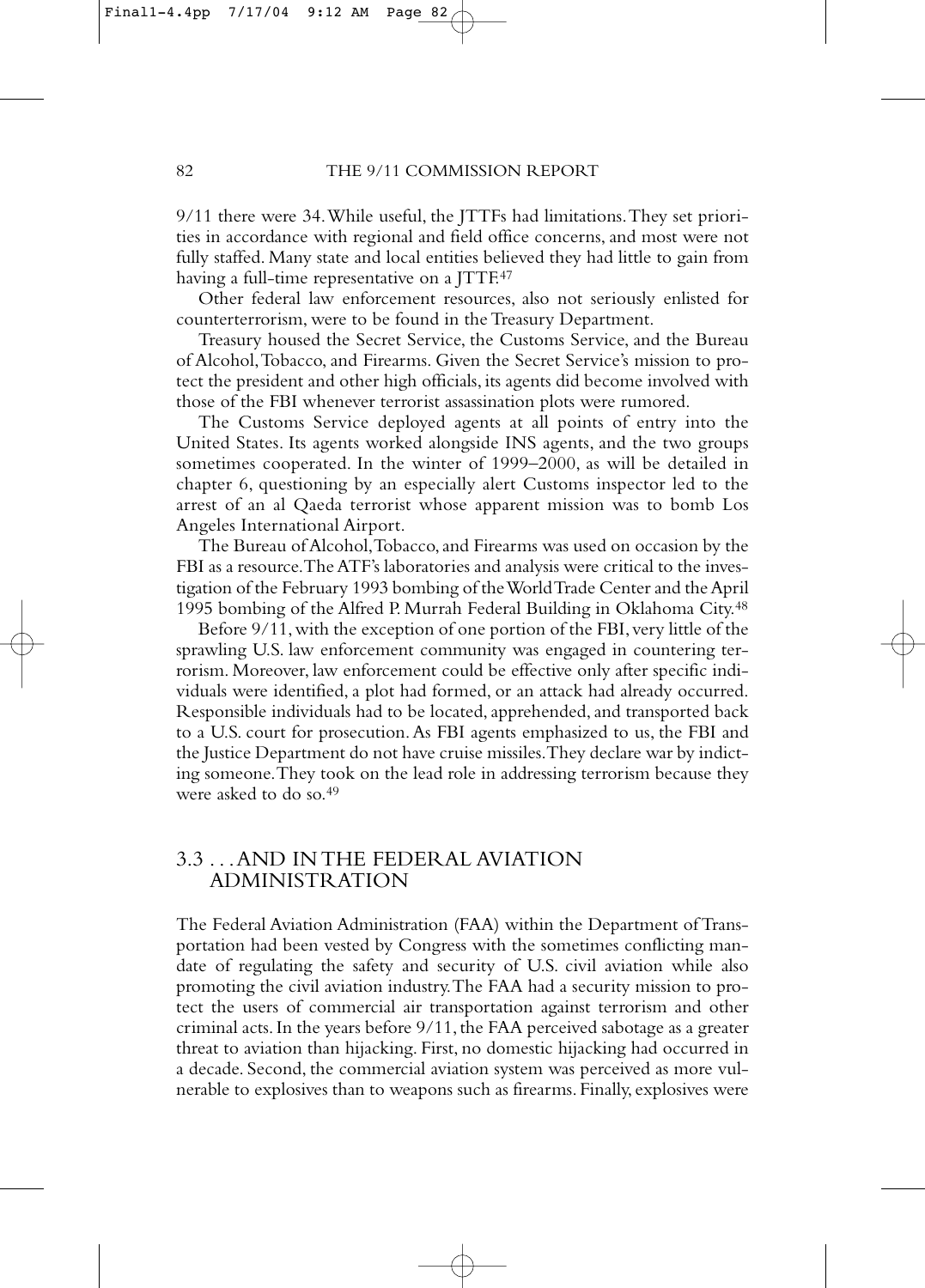9/11 there were 34. While useful, the JTTFs had limitations. They set priorities in accordance with regional and field office concerns, and most were not fully staffed. Many state and local entities believed they had little to gain from having a full-time representative on a JTTF.[47]

Other federal law enforcement resources, also not seriously enlisted for counterterrorism, were to be found in the Treasury Department.

Treasury housed the Secret Service, the Customs Service, and the Bureau of Alcohol, Tobacco, and Firearms. Given the Secret Service's mission to protect the president and other high officials, its agents did become involved with those of the FBI whenever terrorist assassination plots were rumored.

The Customs Service deployed agents at all points of entry into the United States. Its agents worked alongside INS agents, and the two groups sometimes cooperated. In the winter of 1999–2000, as will be detailed in chapter 6, questioning by an especially alert Customs inspector led to the arrest of an al Qaeda terrorist whose apparent mission was to bomb Los Angeles International Airport.

The Bureau of Alcohol, Tobacco, and Firearms was used on occasion by the FBI as a resource. The ATF's laboratories and analysis were critical to the investigation of the February 1993 bombing of the World Trade Center and the April 1995 bombing of the Alfred P. Murrah Federal Building in Oklahoma City.[48]

Before 9/11, with the exception of one portion of the FBI, very little of the sprawling U.S. law enforcement community was engaged in countering terrorism. Moreover, law enforcement could be effective only after specific individuals were identified, a plot had formed, or an attack had already occurred. Responsible individuals had to be located, apprehended, and transported back to a U.S. court for prosecution. As FBI agents emphasized to us, the FBI and the Justice Department do not have cruise missiles. They declare war by indicting someone. They took on the lead role in addressing terrorism because they were asked to do so.[49]

## 3.3 . . . AND IN THE FEDERAL AVIATION ADMINISTRATION

The Federal Aviation Administration (FAA) within the Department of Transportation had been vested by Congress with the sometimes conflicting mandate of regulating the safety and security of U.S. civil aviation while also promoting the civil aviation industry. The FAA had a security mission to protect the users of commercial air transportation against terrorism and other criminal acts. In the years before 9/11, the FAA perceived sabotage as a greater threat to aviation than hijacking. First, no domestic hijacking had occurred in a decade. Second, the commercial aviation system was perceived as more vulnerable to explosives than to weapons such as firearms. Finally, explosives were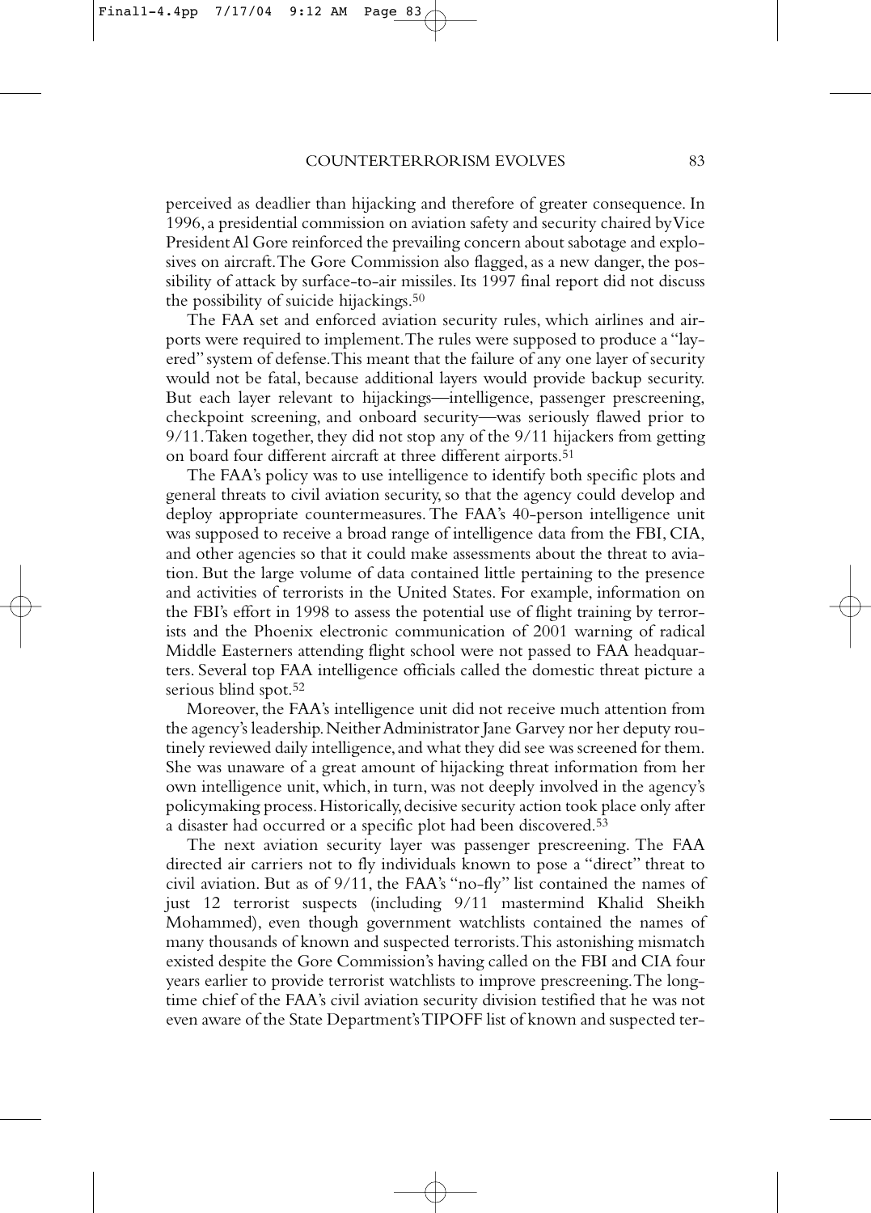perceived as deadlier than hijacking and therefore of greater consequence. In 1996, a presidential commission on aviation safety and security chaired by Vice President Al Gore reinforced the prevailing concern about sabotage and explosives on aircraft. The Gore Commission also flagged, as a new danger, the possibility of attack by surface-to-air missiles. Its 1997 final report did not discuss the possibility of suicide hijackings.[50]

The FAA set and enforced aviation security rules, which airlines and airports were required to implement. The rules were supposed to produce a "layered" system of defense. This meant that the failure of any one layer of security would not be fatal, because additional layers would provide backup security. But each layer relevant to hijackings—intelligence, passenger prescreening, checkpoint screening, and onboard security—was seriously flawed prior to 9/11. Taken together, they did not stop any of the 9/11 hijackers from getting on board four different aircraft at three different airports.[51]

The FAA's policy was to use intelligence to identify both specific plots and general threats to civil aviation security, so that the agency could develop and deploy appropriate countermeasures. The FAA's 40-person intelligence unit was supposed to receive a broad range of intelligence data from the FBI, CIA, and other agencies so that it could make assessments about the threat to aviation. But the large volume of data contained little pertaining to the presence and activities of terrorists in the United States. For example, information on the FBI's effort in 1998 to assess the potential use of flight training by terrorists and the Phoenix electronic communication of 2001 warning of radical Middle Easterners attending flight school were not passed to FAA headquarters. Several top FAA intelligence officials called the domestic threat picture a serious blind spot.[52]

Moreover, the FAA's intelligence unit did not receive much attention from the agency's leadership. Neither Administrator Jane Garvey nor her deputy routinely reviewed daily intelligence, and what they did see was screened for them. She was unaware of a great amount of hijacking threat information from her own intelligence unit, which, in turn, was not deeply involved in the agency's policymaking process. Historically, decisive security action took place only after a disaster had occurred or a specific plot had been discovered.[53]

The next aviation security layer was passenger prescreening. The FAA directed air carriers not to fly individuals known to pose a "direct" threat to civil aviation. But as of 9/11, the FAA's "no-fly" list contained the names of just 12 terrorist suspects (including 9/11 mastermind Khalid Sheikh Mohammed), even though government watchlists contained the names of many thousands of known and suspected terrorists. This astonishing mismatch existed despite the Gore Commission's having called on the FBI and CIA four years earlier to provide terrorist watchlists to improve prescreening. The longtime chief of the FAA's civil aviation security division testified that he was not even aware of the State Department's TIPOFF list of known and suspected ter-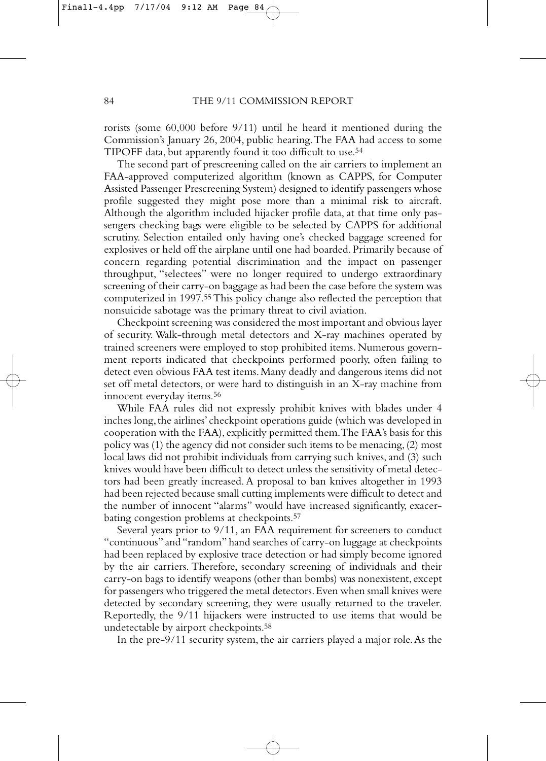rorists (some 60,000 before 9/11) until he heard it mentioned during the Commission's January 26, 2004, public hearing. The FAA had access to some TIPOFF data, but apparently found it too difficult to use.[54]

The second part of prescreening called on the air carriers to implement an FAA-approved computerized algorithm (known as CAPPS, for Computer Assisted Passenger Prescreening System) designed to identify passengers whose profile suggested they might pose more than a minimal risk to aircraft. Although the algorithm included hijacker profile data, at that time only passengers checking bags were eligible to be selected by CAPPS for additional scrutiny. Selection entailed only having one's checked baggage screened for explosives or held off the airplane until one had boarded. Primarily because of concern regarding potential discrimination and the impact on passenger throughput, "selectees" were no longer required to undergo extraordinary screening of their carry-on baggage as had been the case before the system was computerized in 1997.[55] This policy change also reflected the perception that nonsuicide sabotage was the primary threat to civil aviation.

Checkpoint screening was considered the most important and obvious layer of security. Walk-through metal detectors and X-ray machines operated by trained screeners were employed to stop prohibited items. Numerous government reports indicated that checkpoints performed poorly, often failing to detect even obvious FAA test items. Many deadly and dangerous items did not set off metal detectors, or were hard to distinguish in an X-ray machine from innocent everyday items.[56]

While FAA rules did not expressly prohibit knives with blades under 4 inches long, the airlines' checkpoint operations guide (which was developed in cooperation with the FAA), explicitly permitted them. The FAA's basis for this policy was (1) the agency did not consider such items to be menacing, (2) most local laws did not prohibit individuals from carrying such knives, and (3) such knives would have been difficult to detect unless the sensitivity of metal detectors had been greatly increased. A proposal to ban knives altogether in 1993 had been rejected because small cutting implements were difficult to detect and the number of innocent "alarms" would have increased significantly, exacerbating congestion problems at checkpoints.[57]

Several years prior to 9/11, an FAA requirement for screeners to conduct "continuous" and "random" hand searches of carry-on luggage at checkpoints had been replaced by explosive trace detection or had simply become ignored by the air carriers. Therefore, secondary screening of individuals and their carry-on bags to identify weapons (other than bombs) was nonexistent, except for passengers who triggered the metal detectors. Even when small knives were detected by secondary screening, they were usually returned to the traveler. Reportedly, the 9/11 hijackers were instructed to use items that would be undetectable by airport checkpoints.[58]

In the pre-9/11 security system, the air carriers played a major role. As the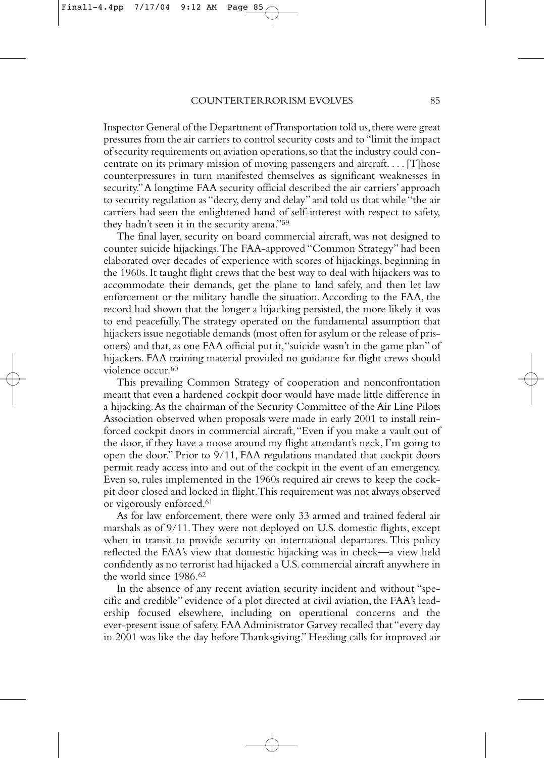Inspector General of the Department of Transportation told us, there were great pressures from the air carriers to control security costs and to "limit the impact of security requirements on aviation operations, so that the industry could concentrate on its primary mission of moving passengers and aircraft. . . . [T]hose counterpressures in turn manifested themselves as significant weaknesses in security." A longtime FAA security official described the air carriers' approach to security regulation as "decry, deny and delay" and told us that while "the air carriers had seen the enlightened hand of self-interest with respect to safety, they hadn't seen it in the security arena."[59]

The final layer, security on board commercial aircraft, was not designed to counter suicide hijackings. The FAA-approved "Common Strategy" had been elaborated over decades of experience with scores of hijackings, beginning in the 1960s. It taught flight crews that the best way to deal with hijackers was to accommodate their demands, get the plane to land safely, and then let law enforcement or the military handle the situation. According to the FAA, the record had shown that the longer a hijacking persisted, the more likely it was to end peacefully. The strategy operated on the fundamental assumption that hijackers issue negotiable demands (most often for asylum or the release of prisoners) and that, as one FAA official put it, "suicide wasn't in the game plan" of hijackers. FAA training material provided no guidance for flight crews should violence occur.[60]

This prevailing Common Strategy of cooperation and nonconfrontation meant that even a hardened cockpit door would have made little difference in a hijacking. As the chairman of the Security Committee of the Air Line Pilots Association observed when proposals were made in early 2001 to install reinforced cockpit doors in commercial aircraft, "Even if you make a vault out of the door, if they have a noose around my flight attendant's neck, I'm going to open the door." Prior to 9/11, FAA regulations mandated that cockpit doors permit ready access into and out of the cockpit in the event of an emergency. Even so, rules implemented in the 1960s required air crews to keep the cockpit door closed and locked in flight. This requirement was not always observed or vigorously enforced.[61]

As for law enforcement, there were only 33 armed and trained federal air marshals as of 9/11. They were not deployed on U.S. domestic flights, except when in transit to provide security on international departures. This policy reflected the FAA's view that domestic hijacking was in check—a view held confidently as no terrorist had hijacked a U.S. commercial aircraft anywhere in the world since 1986.[62]

In the absence of any recent aviation security incident and without "specific and credible" evidence of a plot directed at civil aviation, the FAA's leadership focused elsewhere, including on operational concerns and the ever-present issue of safety. FAA Administrator Garvey recalled that "every day in 2001 was like the day before Thanksgiving." Heeding calls for improved air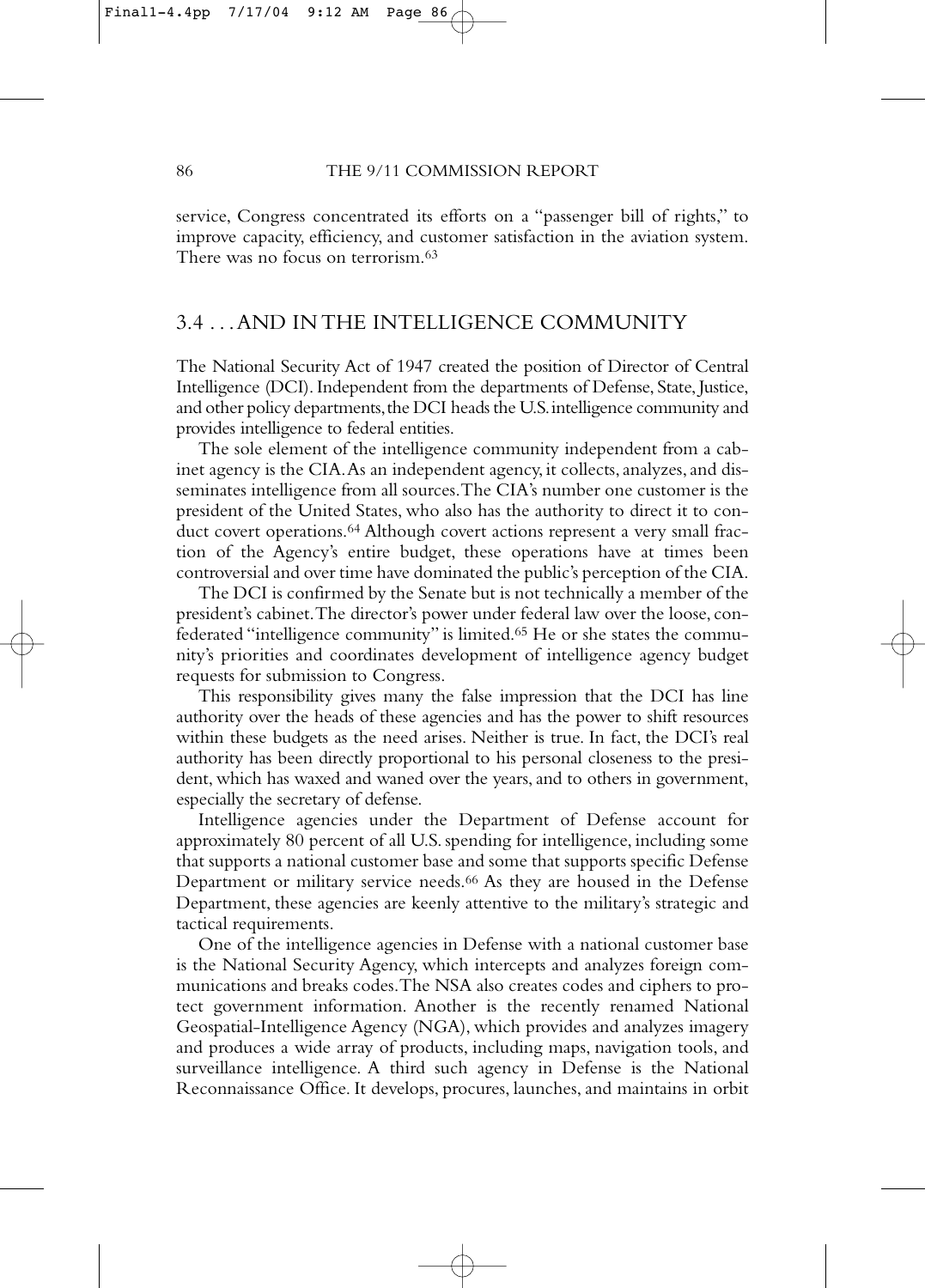service, Congress concentrated its efforts on a "passenger bill of rights," to improve capacity, efficiency, and customer satisfaction in the aviation system. There was no focus on terrorism.[63]

## 3.4 . . . AND IN THE INTELLIGENCE COMMUNITY

The National Security Act of 1947 created the position of Director of Central Intelligence (DCI). Independent from the departments of Defense, State, Justice, and other policy departments, the DCI heads the U.S. intelligence community and provides intelligence to federal entities.

The sole element of the intelligence community independent from a cabinet agency is the CIA. As an independent agency, it collects, analyzes, and disseminates intelligence from all sources. The CIA's number one customer is the president of the United States, who also has the authority to direct it to conduct covert operations.[64] Although covert actions represent a very small fraction of the Agency's entire budget, these operations have at times been controversial and over time have dominated the public's perception of the CIA.

The DCI is confirmed by the Senate but is not technically a member of the president's cabinet. The director's power under federal law over the loose, confederated "intelligence community" is limited.[65] He or she states the community's priorities and coordinates development of intelligence agency budget requests for submission to Congress.

This responsibility gives many the false impression that the DCI has line authority over the heads of these agencies and has the power to shift resources within these budgets as the need arises. Neither is true. In fact, the DCI's real authority has been directly proportional to his personal closeness to the president, which has waxed and waned over the years, and to others in government, especially the secretary of defense.

Intelligence agencies under the Department of Defense account for approximately 80 percent of all U.S. spending for intelligence, including some that supports a national customer base and some that supports specific Defense Department or military service needs.[66] As they are housed in the Defense Department, these agencies are keenly attentive to the military's strategic and tactical requirements.

One of the intelligence agencies in Defense with a national customer base is the National Security Agency, which intercepts and analyzes foreign communications and breaks codes. The NSA also creates codes and ciphers to protect government information. Another is the recently renamed National Geospatial-Intelligence Agency (NGA), which provides and analyzes imagery and produces a wide array of products, including maps, navigation tools, and surveillance intelligence. A third such agency in Defense is the National Reconnaissance Office. It develops, procures, launches, and maintains in orbit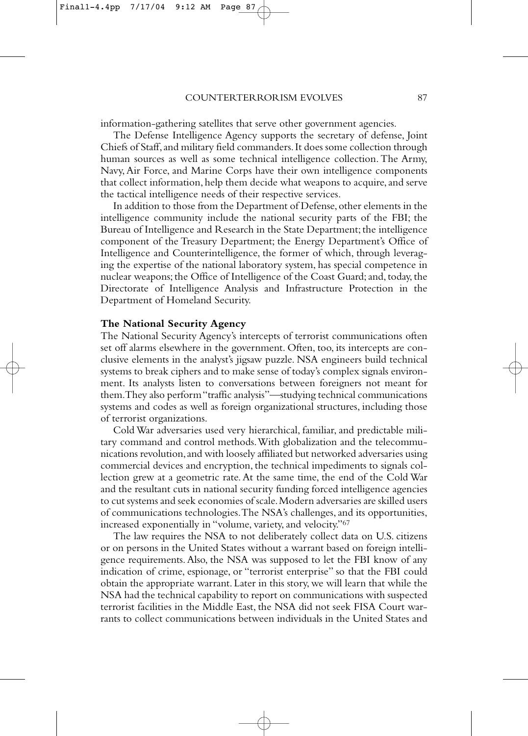information-gathering satellites that serve other government agencies.

The Defense Intelligence Agency supports the secretary of defense, Joint Chiefs of Staff, and military field commanders. It does some collection through human sources as well as some technical intelligence collection. The Army, Navy, Air Force, and Marine Corps have their own intelligence components that collect information, help them decide what weapons to acquire, and serve the tactical intelligence needs of their respective services.

In addition to those from the Department of Defense, other elements in the intelligence community include the national security parts of the FBI; the Bureau of Intelligence and Research in the State Department; the intelligence component of the Treasury Department; the Energy Department's Office of Intelligence and Counterintelligence, the former of which, through leveraging the expertise of the national laboratory system, has special competence in nuclear weapons; the Office of Intelligence of the Coast Guard; and, today, the Directorate of Intelligence Analysis and Infrastructure Protection in the Department of Homeland Security.

**The National Security Agency**

The National Security Agency's intercepts of terrorist communications often set off alarms elsewhere in the government. Often, too, its intercepts are conclusive elements in the analyst's jigsaw puzzle. NSA engineers build technical systems to break ciphers and to make sense of today's complex signals environment. Its analysts listen to conversations between foreigners not meant for them. They also perform "traffic analysis"—studying technical communications systems and codes as well as foreign organizational structures, including those of terrorist organizations.

Cold War adversaries used very hierarchical, familiar, and predictable military command and control methods. With globalization and the telecommunications revolution, and with loosely affiliated but networked adversaries using commercial devices and encryption, the technical impediments to signals collection grew at a geometric rate. At the same time, the end of the Cold War and the resultant cuts in national security funding forced intelligence agencies to cut systems and seek economies of scale. Modern adversaries are skilled users of communications technologies. The NSA's challenges, and its opportunities, increased exponentially in "volume, variety, and velocity."[67]

The law requires the NSA to not deliberately collect data on U.S. citizens or on persons in the United States without a warrant based on foreign intelligence requirements. Also, the NSA was supposed to let the FBI know of any indication of crime, espionage, or "terrorist enterprise" so that the FBI could obtain the appropriate warrant. Later in this story, we will learn that while the NSA had the technical capability to report on communications with suspected terrorist facilities in the Middle East, the NSA did not seek FISA Court warrants to collect communications between individuals in the United States and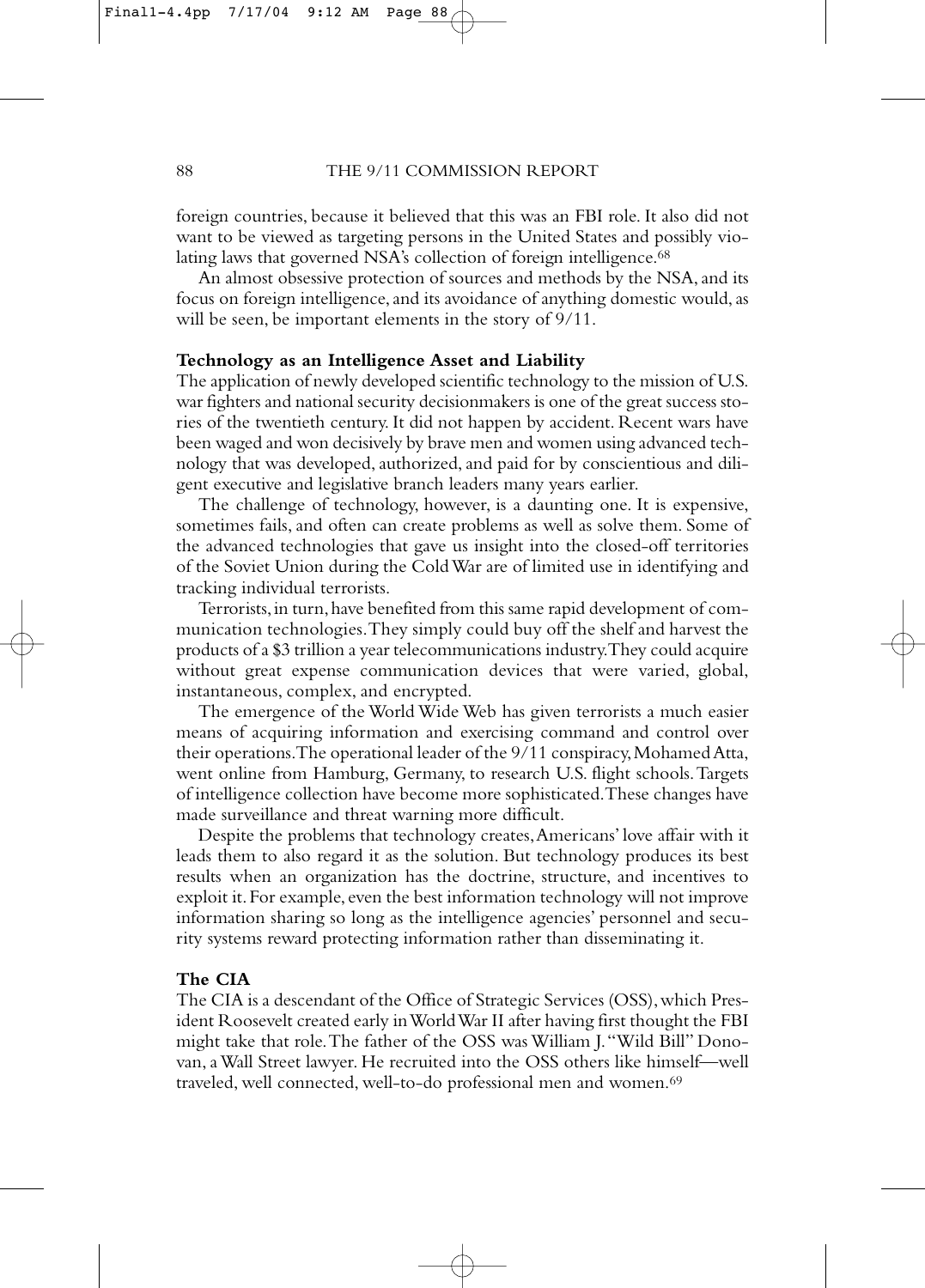foreign countries, because it believed that this was an FBI role. It also did not want to be viewed as targeting persons in the United States and possibly violating laws that governed NSA's collection of foreign intelligence.[68]

An almost obsessive protection of sources and methods by the NSA, and its focus on foreign intelligence, and its avoidance of anything domestic would, as will be seen, be important elements in the story of 9/11.

**Technology as an Intelligence Asset and Liability**

The application of newly developed scientific technology to the mission of U.S. war fighters and national security decisionmakers is one of the great success stories of the twentieth century. It did not happen by accident. Recent wars have been waged and won decisively by brave men and women using advanced technology that was developed, authorized, and paid for by conscientious and diligent executive and legislative branch leaders many years earlier.

The challenge of technology, however, is a daunting one. It is expensive, sometimes fails, and often can create problems as well as solve them. Some of the advanced technologies that gave us insight into the closed-off territories of the Soviet Union during the Cold War are of limited use in identifying and tracking individual terrorists.

Terrorists, in turn, have benefited from this same rapid development of communication technologies. They simply could buy off the shelf and harvest the products of a $3 trillion a year telecommunications industry. They could acquire without great expense communication devices that were varied, global, instantaneous, complex, and encrypted.

The emergence of the World Wide Web has given terrorists a much easier means of acquiring information and exercising command and control over their operations. The operational leader of the 9/11 conspiracy, Mohamed Atta, went online from Hamburg, Germany, to research U.S. flight schools. Targets of intelligence collection have become more sophisticated. These changes have made surveillance and threat warning more difficult.

Despite the problems that technology creates, Americans' love affair with it leads them to also regard it as the solution. But technology produces its best results when an organization has the doctrine, structure, and incentives to exploit it. For example, even the best information technology will not improve information sharing so long as the intelligence agencies' personnel and security systems reward protecting information rather than disseminating it.

**The CIA**

The CIA is a descendant of the Office of Strategic Services (OSS), which President Roosevelt created early in World War II after having first thought the FBI might take that role. The father of the OSS was William J. "Wild Bill" Donovan, a Wall Street lawyer. He recruited into the OSS others like himself—well traveled, well connected, well-to-do professional men and women.[69]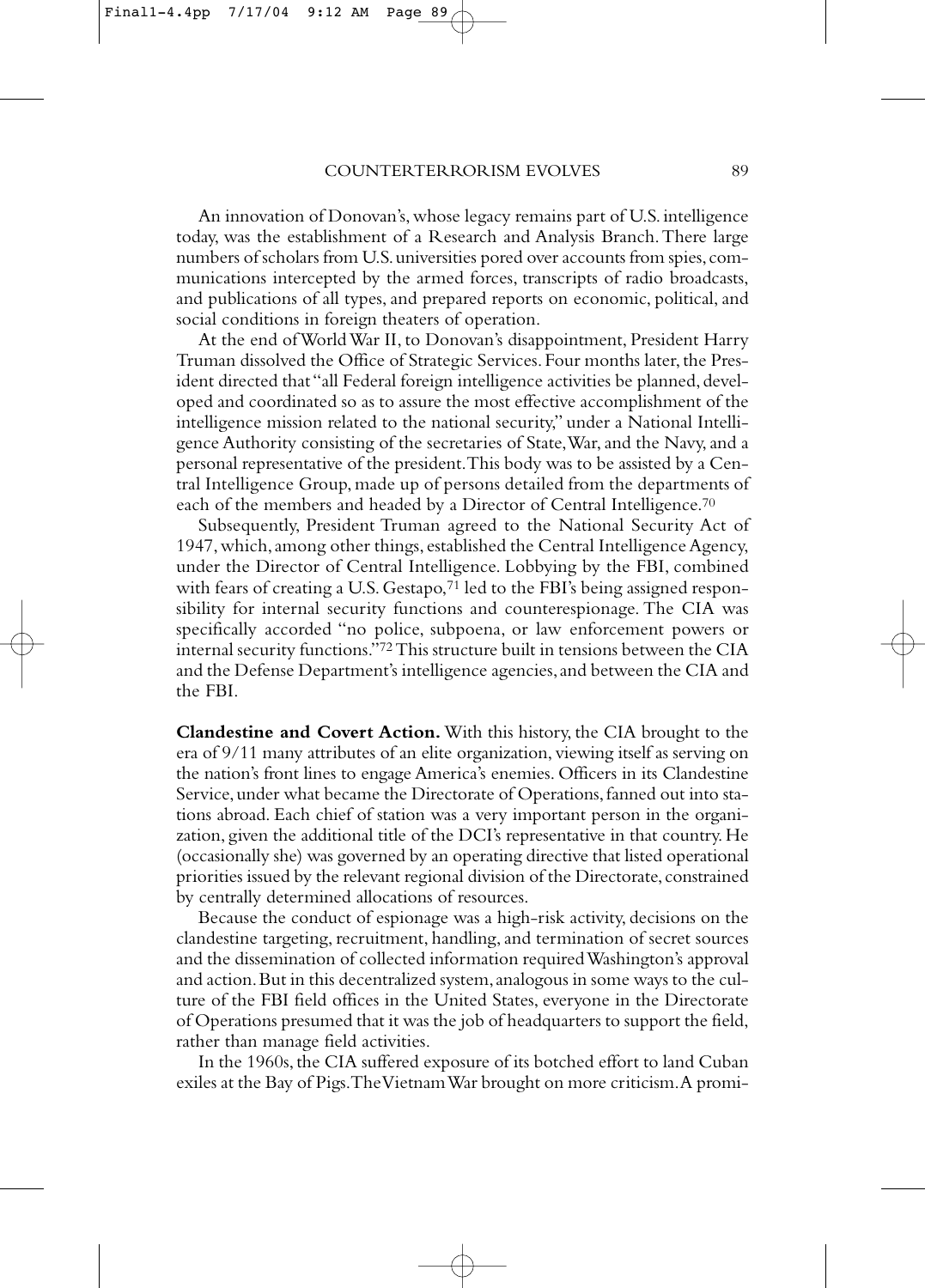An innovation of Donovan's, whose legacy remains part of U.S. intelligence today, was the establishment of a Research and Analysis Branch. There large numbers of scholars from U.S. universities pored over accounts from spies, communications intercepted by the armed forces, transcripts of radio broadcasts, and publications of all types, and prepared reports on economic, political, and social conditions in foreign theaters of operation.

At the end of World War II, to Donovan's disappointment, President Harry Truman dissolved the Office of Strategic Services. Four months later, the President directed that "all Federal foreign intelligence activities be planned, developed and coordinated so as to assure the most effective accomplishment of the intelligence mission related to the national security," under a National Intelligence Authority consisting of the secretaries of State, War, and the Navy, and a personal representative of the president. This body was to be assisted by a Central Intelligence Group, made up of persons detailed from the departments of each of the members and headed by a Director of Central Intelligence.[70]

Subsequently, President Truman agreed to the National Security Act of 1947, which, among other things, established the Central Intelligence Agency, under the Director of Central Intelligence. Lobbying by the FBI, combined with fears of creating a U.S. Gestapo,[71] led to the FBI's being assigned responsibility for internal security functions and counterespionage. The CIA was specifically accorded "no police, subpoena, or law enforcement powers or internal security functions."[72] This structure built in tensions between the CIA and the Defense Department's intelligence agencies, and between the CIA and the FBI.

**Clandestine and Covert Action.** With this history, the CIA brought to the era of 9/11 many attributes of an elite organization, viewing itself as serving on the nation's front lines to engage America's enemies. Officers in its Clandestine Service, under what became the Directorate of Operations, fanned out into stations abroad. Each chief of station was a very important person in the organization, given the additional title of the DCI's representative in that country. He (occasionally she) was governed by an operating directive that listed operational priorities issued by the relevant regional division of the Directorate, constrained by centrally determined allocations of resources.

Because the conduct of espionage was a high-risk activity, decisions on the clandestine targeting, recruitment, handling, and termination of secret sources and the dissemination of collected information required Washington's approval and action. But in this decentralized system, analogous in some ways to the culture of the FBI field offices in the United States, everyone in the Directorate of Operations presumed that it was the job of headquarters to support the field, rather than manage field activities.

In the 1960s, the CIA suffered exposure of its botched effort to land Cuban exiles at the Bay of Pigs. The Vietnam War brought on more criticism. A promi-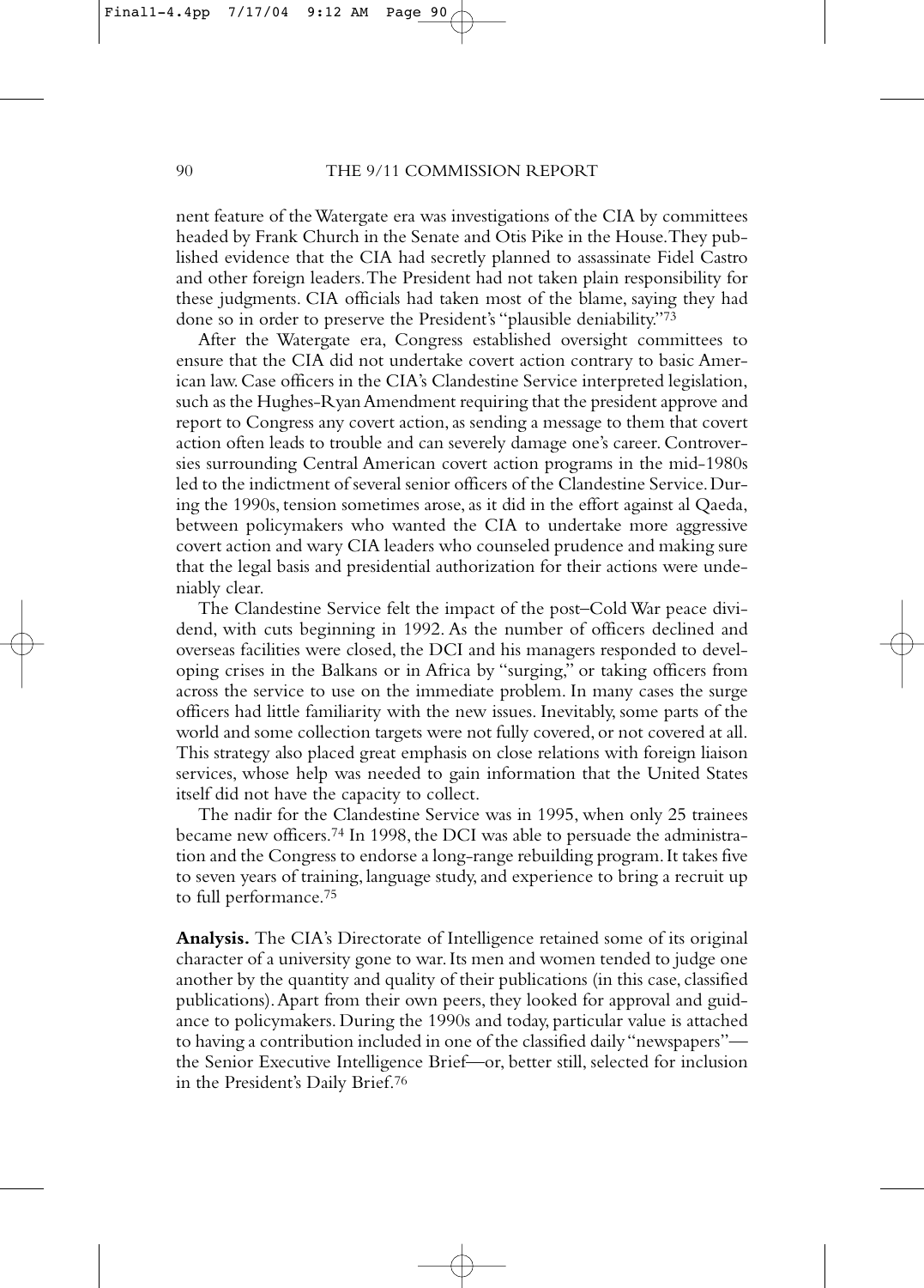nent feature of the Watergate era was investigations of the CIA by committees headed by Frank Church in the Senate and Otis Pike in the House. They published evidence that the CIA had secretly planned to assassinate Fidel Castro and other foreign leaders. The President had not taken plain responsibility for these judgments. CIA officials had taken most of the blame, saying they had done so in order to preserve the President's "plausible deniability."[73]

After the Watergate era, Congress established oversight committees to ensure that the CIA did not undertake covert action contrary to basic American law. Case officers in the CIA's Clandestine Service interpreted legislation, such as the Hughes-Ryan Amendment requiring that the president approve and report to Congress any covert action, as sending a message to them that covert action often leads to trouble and can severely damage one's career. Controversies surrounding Central American covert action programs in the mid-1980s led to the indictment of several senior officers of the Clandestine Service. During the 1990s, tension sometimes arose, as it did in the effort against al Qaeda, between policymakers who wanted the CIA to undertake more aggressive covert action and wary CIA leaders who counseled prudence and making sure that the legal basis and presidential authorization for their actions were undeniably clear.

The Clandestine Service felt the impact of the post–Cold War peace dividend, with cuts beginning in 1992. As the number of officers declined and overseas facilities were closed, the DCI and his managers responded to developing crises in the Balkans or in Africa by "surging," or taking officers from across the service to use on the immediate problem. In many cases the surge officers had little familiarity with the new issues. Inevitably, some parts of the world and some collection targets were not fully covered, or not covered at all. This strategy also placed great emphasis on close relations with foreign liaison services, whose help was needed to gain information that the United States itself did not have the capacity to collect.

The nadir for the Clandestine Service was in 1995, when only 25 trainees became new officers.[74] In 1998, the DCI was able to persuade the administration and the Congress to endorse a long-range rebuilding program. It takes five to seven years of training, language study, and experience to bring a recruit up to full performance.[75]

**Analysis.** The CIA's Directorate of Intelligence retained some of its original character of a university gone to war. Its men and women tended to judge one another by the quantity and quality of their publications (in this case, classified publications). Apart from their own peers, they looked for approval and guidance to policymakers. During the 1990s and today, particular value is attached to having a contribution included in one of the classified daily "newspapers"—the Senior Executive Intelligence Brief—or, better still, selected for inclusion in the President's Daily Brief.[76]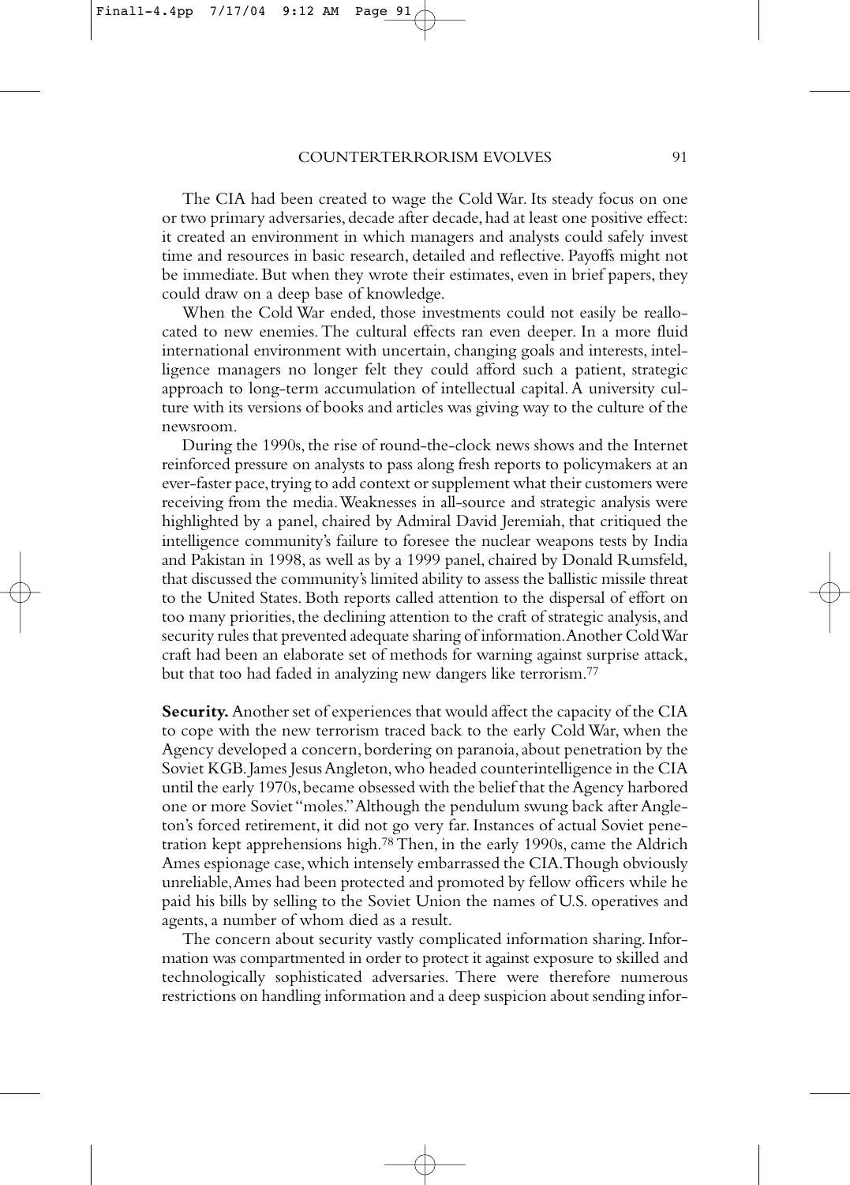The CIA had been created to wage the Cold War. Its steady focus on one or two primary adversaries, decade after decade, had at least one positive effect: it created an environment in which managers and analysts could safely invest time and resources in basic research, detailed and reflective. Payoffs might not be immediate. But when they wrote their estimates, even in brief papers, they could draw on a deep base of knowledge.

When the Cold War ended, those investments could not easily be reallocated to new enemies. The cultural effects ran even deeper. In a more fluid international environment with uncertain, changing goals and interests, intelligence managers no longer felt they could afford such a patient, strategic approach to long-term accumulation of intellectual capital. A university culture with its versions of books and articles was giving way to the culture of the newsroom.

During the 1990s, the rise of round-the-clock news shows and the Internet reinforced pressure on analysts to pass along fresh reports to policymakers at an ever-faster pace, trying to add context or supplement what their customers were receiving from the media. Weaknesses in all-source and strategic analysis were highlighted by a panel, chaired by Admiral David Jeremiah, that critiqued the intelligence community's failure to foresee the nuclear weapons tests by India and Pakistan in 1998, as well as by a 1999 panel, chaired by Donald Rumsfeld, that discussed the community's limited ability to assess the ballistic missile threat to the United States. Both reports called attention to the dispersal of effort on too many priorities, the declining attention to the craft of strategic analysis, and security rules that prevented adequate sharing of information. Another Cold War craft had been an elaborate set of methods for warning against surprise attack, but that too had faded in analyzing new dangers like terrorism.[77]

**Security.** Another set of experiences that would affect the capacity of the CIA to cope with the new terrorism traced back to the early Cold War, when the Agency developed a concern, bordering on paranoia, about penetration by the Soviet KGB. James Jesus Angleton, who headed counterintelligence in the CIA until the early 1970s, became obsessed with the belief that the Agency harbored one or more Soviet "moles." Although the pendulum swung back after Angleton's forced retirement, it did not go very far. Instances of actual Soviet penetration kept apprehensions high.[78] Then, in the early 1990s, came the Aldrich Ames espionage case, which intensely embarrassed the CIA. Though obviously unreliable, Ames had been protected and promoted by fellow officers while he paid his bills by selling to the Soviet Union the names of U.S. operatives and agents, a number of whom died as a result.

The concern about security vastly complicated information sharing. Information was compartmented in order to protect it against exposure to skilled and technologically sophisticated adversaries. There were therefore numerous restrictions on handling information and a deep suspicion about sending infor-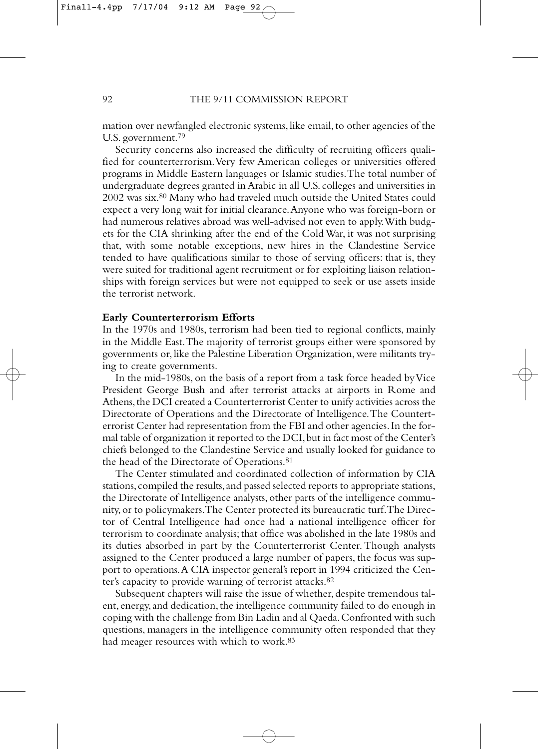mation over newfangled electronic systems, like email, to other agencies of the U.S. government.[79]

Security concerns also increased the difficulty of recruiting officers qualified for counterterrorism. Very few American colleges or universities offered programs in Middle Eastern languages or Islamic studies. The total number of undergraduate degrees granted in Arabic in all U.S. colleges and universities in 2002 was six.[80] Many who had traveled much outside the United States could expect a very long wait for initial clearance. Anyone who was foreign-born or had numerous relatives abroad was well-advised not even to apply. With budgets for the CIA shrinking after the end of the Cold War, it was not surprising that, with some notable exceptions, new hires in the Clandestine Service tended to have qualifications similar to those of serving officers: that is, they were suited for traditional agent recruitment or for exploiting liaison relationships with foreign services but were not equipped to seek or use assets inside the terrorist network.

**Early Counterterrorism Efforts**

In the 1970s and 1980s, terrorism had been tied to regional conflicts, mainly in the Middle East. The majority of terrorist groups either were sponsored by governments or, like the Palestine Liberation Organization, were militants trying to create governments.

In the mid-1980s, on the basis of a report from a task force headed by Vice President George Bush and after terrorist attacks at airports in Rome and Athens, the DCI created a Counterterrorist Center to unify activities across the Directorate of Operations and the Directorate of Intelligence. The Counterterrorist Center had representation from the FBI and other agencies. In the formal table of organization it reported to the DCI, but in fact most of the Center's chiefs belonged to the Clandestine Service and usually looked for guidance to the head of the Directorate of Operations.[81]

The Center stimulated and coordinated collection of information by CIA stations, compiled the results, and passed selected reports to appropriate stations, the Directorate of Intelligence analysts, other parts of the intelligence community, or to policymakers. The Center protected its bureaucratic turf. The Director of Central Intelligence had once had a national intelligence officer for terrorism to coordinate analysis; that office was abolished in the late 1980s and its duties absorbed in part by the Counterterrorist Center. Though analysts assigned to the Center produced a large number of papers, the focus was support to operations. A CIA inspector general's report in 1994 criticized the Center's capacity to provide warning of terrorist attacks.[82]

Subsequent chapters will raise the issue of whether, despite tremendous talent, energy, and dedication, the intelligence community failed to do enough in coping with the challenge from Bin Ladin and al Qaeda. Confronted with such questions, managers in the intelligence community often responded that they had meager resources with which to work.[83]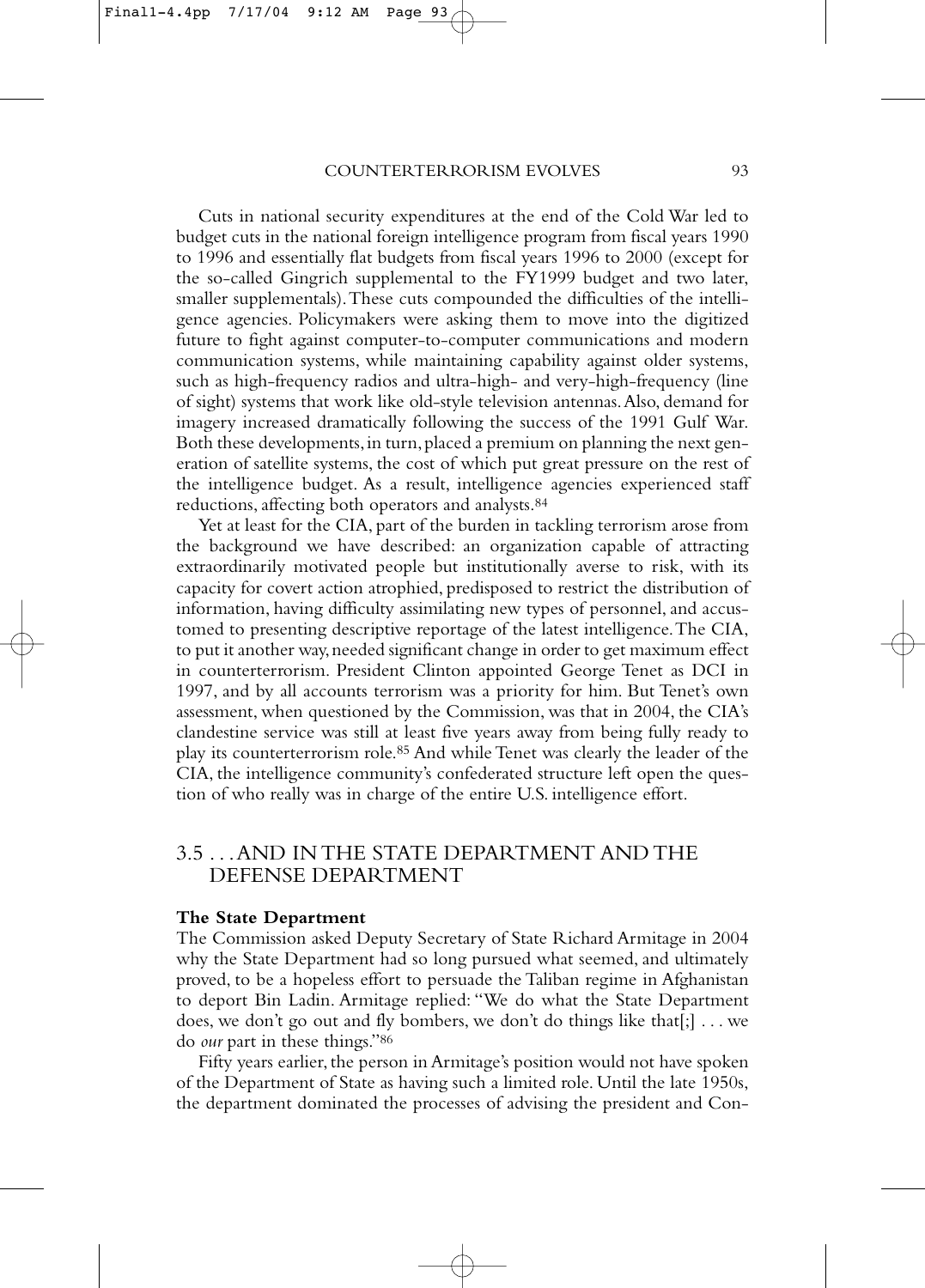Cuts in national security expenditures at the end of the Cold War led to budget cuts in the national foreign intelligence program from fiscal years 1990 to 1996 and essentially flat budgets from fiscal years 1996 to 2000 (except for the so-called Gingrich supplemental to the FY1999 budget and two later, smaller supplementals). These cuts compounded the difficulties of the intelligence agencies. Policymakers were asking them to move into the digitized future to fight against computer-to-computer communications and modern communication systems, while maintaining capability against older systems, such as high-frequency radios and ultra-high- and very-high-frequency (line of sight) systems that work like old-style television antennas. Also, demand for imagery increased dramatically following the success of the 1991 Gulf War. Both these developments, in turn, placed a premium on planning the next generation of satellite systems, the cost of which put great pressure on the rest of the intelligence budget. As a result, intelligence agencies experienced staff reductions, affecting both operators and analysts.[84]

Yet at least for the CIA, part of the burden in tackling terrorism arose from the background we have described: an organization capable of attracting extraordinarily motivated people but institutionally averse to risk, with its capacity for covert action atrophied, predisposed to restrict the distribution of information, having difficulty assimilating new types of personnel, and accustomed to presenting descriptive reportage of the latest intelligence. The CIA, to put it another way, needed significant change in order to get maximum effect in counterterrorism. President Clinton appointed George Tenet as DCI in 1997, and by all accounts terrorism was a priority for him. But Tenet's own assessment, when questioned by the Commission, was that in 2004, the CIA's clandestine service was still at least five years away from being fully ready to play its counterterrorism role.[85] And while Tenet was clearly the leader of the CIA, the intelligence community's confederated structure left open the question of who really was in charge of the entire U.S. intelligence effort.

## 3.5 . . . AND IN THE STATE DEPARTMENT AND THE DEFENSE DEPARTMENT

**The State Department**

The Commission asked Deputy Secretary of State Richard Armitage in 2004 why the State Department had so long pursued what seemed, and ultimately proved, to be a hopeless effort to persuade the Taliban regime in Afghanistan to deport Bin Ladin. Armitage replied: "We do what the State Department does, we don't go out and fly bombers, we don't do things like that[;] . . . we do *our* part in these things."[86]

Fifty years earlier, the person in Armitage's position would not have spoken of the Department of State as having such a limited role. Until the late 1950s, the department dominated the processes of advising the president and Con-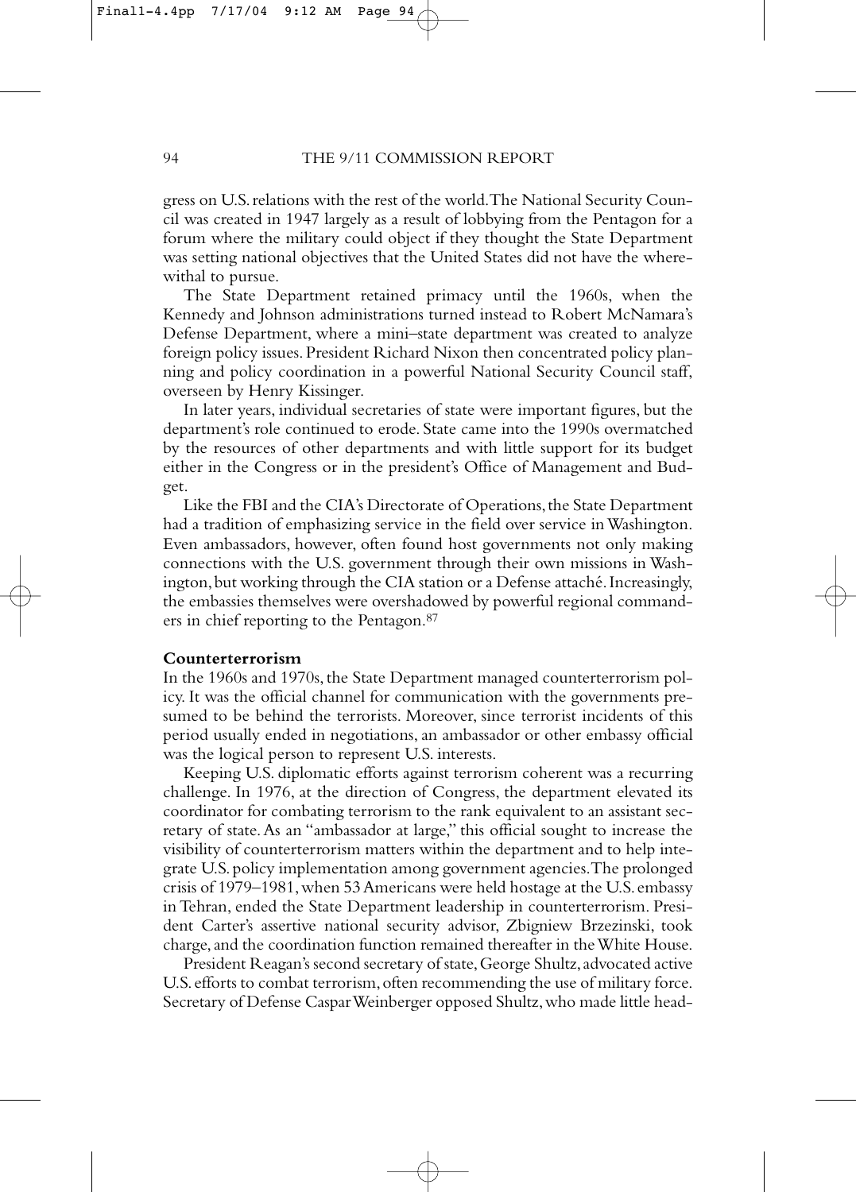gress on U.S. relations with the rest of the world. The National Security Council was created in 1947 largely as a result of lobbying from the Pentagon for a forum where the military could object if they thought the State Department was setting national objectives that the United States did not have the wherewithal to pursue.

The State Department retained primacy until the 1960s, when the Kennedy and Johnson administrations turned instead to Robert McNamara's Defense Department, where a mini–state department was created to analyze foreign policy issues. President Richard Nixon then concentrated policy planning and policy coordination in a powerful National Security Council staff, overseen by Henry Kissinger.

In later years, individual secretaries of state were important figures, but the department's role continued to erode. State came into the 1990s overmatched by the resources of other departments and with little support for its budget either in the Congress or in the president's Office of Management and Budget.

Like the FBI and the CIA's Directorate of Operations, the State Department had a tradition of emphasizing service in the field over service in Washington. Even ambassadors, however, often found host governments not only making connections with the U.S. government through their own missions in Washington, but working through the CIA station or a Defense attaché. Increasingly, the embassies themselves were overshadowed by powerful regional commanders in chief reporting to the Pentagon.[87]

**Counterterrorism**

In the 1960s and 1970s, the State Department managed counterterrorism policy. It was the official channel for communication with the governments presumed to be behind the terrorists. Moreover, since terrorist incidents of this period usually ended in negotiations, an ambassador or other embassy official was the logical person to represent U.S. interests.

Keeping U.S. diplomatic efforts against terrorism coherent was a recurring challenge. In 1976, at the direction of Congress, the department elevated its coordinator for combating terrorism to the rank equivalent to an assistant secretary of state. As an "ambassador at large," this official sought to increase the visibility of counterterrorism matters within the department and to help integrate U.S. policy implementation among government agencies. The prolonged crisis of 1979–1981, when 53 Americans were held hostage at the U.S. embassy in Tehran, ended the State Department leadership in counterterrorism. President Carter's assertive national security advisor, Zbigniew Brzezinski, took charge, and the coordination function remained thereafter in the White House.

President Reagan's second secretary of state, George Shultz, advocated active U.S. efforts to combat terrorism, often recommending the use of military force. Secretary of Defense Caspar Weinberger opposed Shultz, who made little head-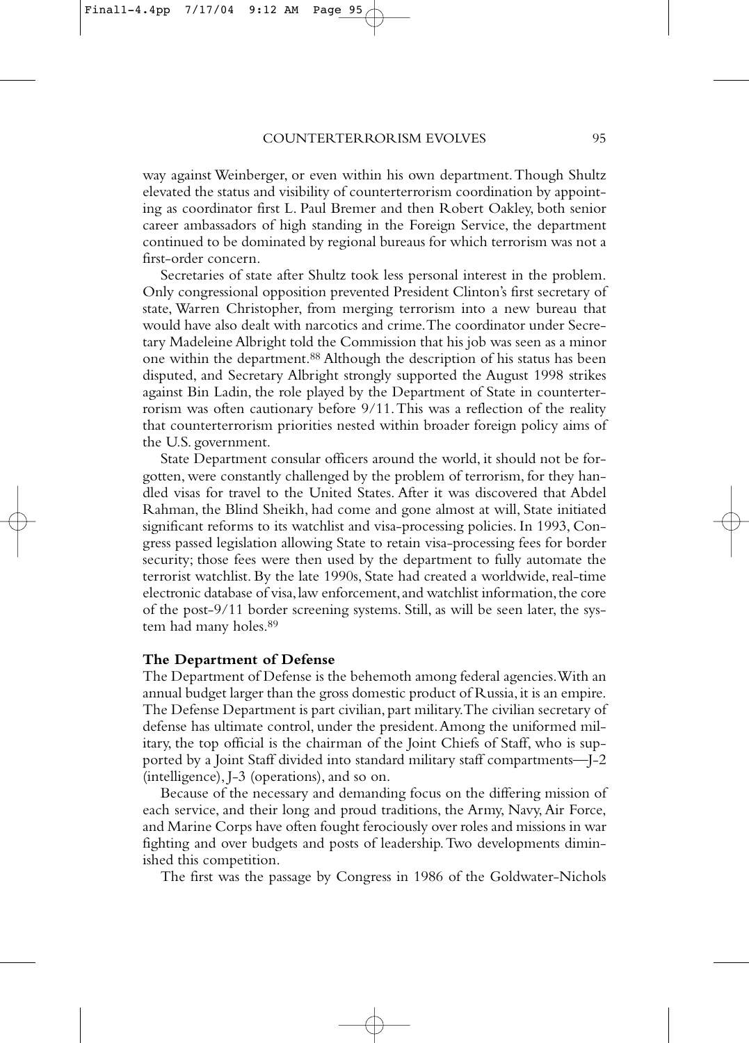way against Weinberger, or even within his own department. Though Shultz elevated the status and visibility of counterterrorism coordination by appointing as coordinator first L. Paul Bremer and then Robert Oakley, both senior career ambassadors of high standing in the Foreign Service, the department continued to be dominated by regional bureaus for which terrorism was not a first-order concern.

Secretaries of state after Shultz took less personal interest in the problem. Only congressional opposition prevented President Clinton's first secretary of state, Warren Christopher, from merging terrorism into a new bureau that would have also dealt with narcotics and crime. The coordinator under Secretary Madeleine Albright told the Commission that his job was seen as a minor one within the department.[88] Although the description of his status has been disputed, and Secretary Albright strongly supported the August 1998 strikes against Bin Ladin, the role played by the Department of State in counterterrorism was often cautionary before 9/11. This was a reflection of the reality that counterterrorism priorities nested within broader foreign policy aims of the U.S. government.

State Department consular officers around the world, it should not be forgotten, were constantly challenged by the problem of terrorism, for they handled visas for travel to the United States. After it was discovered that Abdel Rahman, the Blind Sheikh, had come and gone almost at will, State initiated significant reforms to its watchlist and visa-processing policies. In 1993, Congress passed legislation allowing State to retain visa-processing fees for border security; those fees were then used by the department to fully automate the terrorist watchlist. By the late 1990s, State had created a worldwide, real-time electronic database of visa, law enforcement, and watchlist information, the core of the post-9/11 border screening systems. Still, as will be seen later, the system had many holes.[89]

**The Department of Defense**

The Department of Defense is the behemoth among federal agencies. With an annual budget larger than the gross domestic product of Russia, it is an empire. The Defense Department is part civilian, part military. The civilian secretary of defense has ultimate control, under the president. Among the uniformed military, the top official is the chairman of the Joint Chiefs of Staff, who is supported by a Joint Staff divided into standard military staff compartments—J-2 (intelligence), J-3 (operations), and so on.

Because of the necessary and demanding focus on the differing mission of each service, and their long and proud traditions, the Army, Navy, Air Force, and Marine Corps have often fought ferociously over roles and missions in war fighting and over budgets and posts of leadership. Two developments diminished this competition.

The first was the passage by Congress in 1986 of the Goldwater-Nichols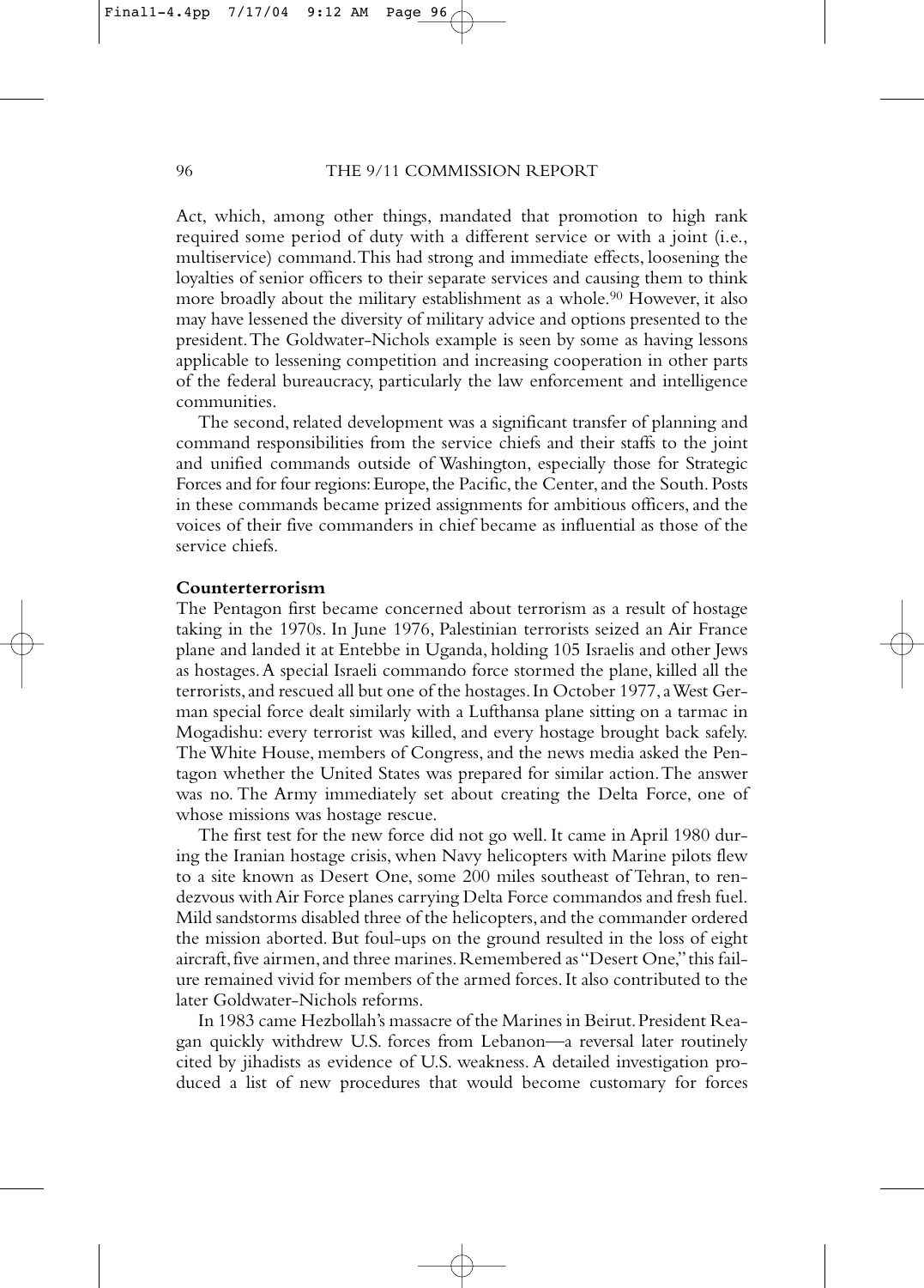Act, which, among other things, mandated that promotion to high rank required some period of duty with a different service or with a joint (i.e., multiservice) command. This had strong and immediate effects, loosening the loyalties of senior officers to their separate services and causing them to think more broadly about the military establishment as a whole.[90] However, it also may have lessened the diversity of military advice and options presented to the president. The Goldwater-Nichols example is seen by some as having lessons applicable to lessening competition and increasing cooperation in other parts of the federal bureaucracy, particularly the law enforcement and intelligence communities.

The second, related development was a significant transfer of planning and command responsibilities from the service chiefs and their staffs to the joint and unified commands outside of Washington, especially those for Strategic Forces and for four regions: Europe, the Pacific, the Center, and the South. Posts in these commands became prized assignments for ambitious officers, and the voices of their five commanders in chief became as influential as those of the service chiefs.

**Counterterrorism**

The Pentagon first became concerned about terrorism as a result of hostage taking in the 1970s. In June 1976, Palestinian terrorists seized an Air France plane and landed it at Entebbe in Uganda, holding 105 Israelis and other Jews as hostages. A special Israeli commando force stormed the plane, killed all the terrorists, and rescued all but one of the hostages. In October 1977, a West German special force dealt similarly with a Lufthansa plane sitting on a tarmac in Mogadishu: every terrorist was killed, and every hostage brought back safely. The White House, members of Congress, and the news media asked the Pentagon whether the United States was prepared for similar action. The answer was no. The Army immediately set about creating the Delta Force, one of whose missions was hostage rescue.

The first test for the new force did not go well. It came in April 1980 during the Iranian hostage crisis, when Navy helicopters with Marine pilots flew to a site known as Desert One, some 200 miles southeast of Tehran, to rendezvous with Air Force planes carrying Delta Force commandos and fresh fuel. Mild sandstorms disabled three of the helicopters, and the commander ordered the mission aborted. But foul-ups on the ground resulted in the loss of eight aircraft, five airmen, and three marines. Remembered as "Desert One," this failure remained vivid for members of the armed forces. It also contributed to the later Goldwater-Nichols reforms.

In 1983 came Hezbollah's massacre of the Marines in Beirut. President Reagan quickly withdrew U.S. forces from Lebanon—a reversal later routinely cited by jihadists as evidence of U.S. weakness. A detailed investigation produced a list of new procedures that would become customary for forces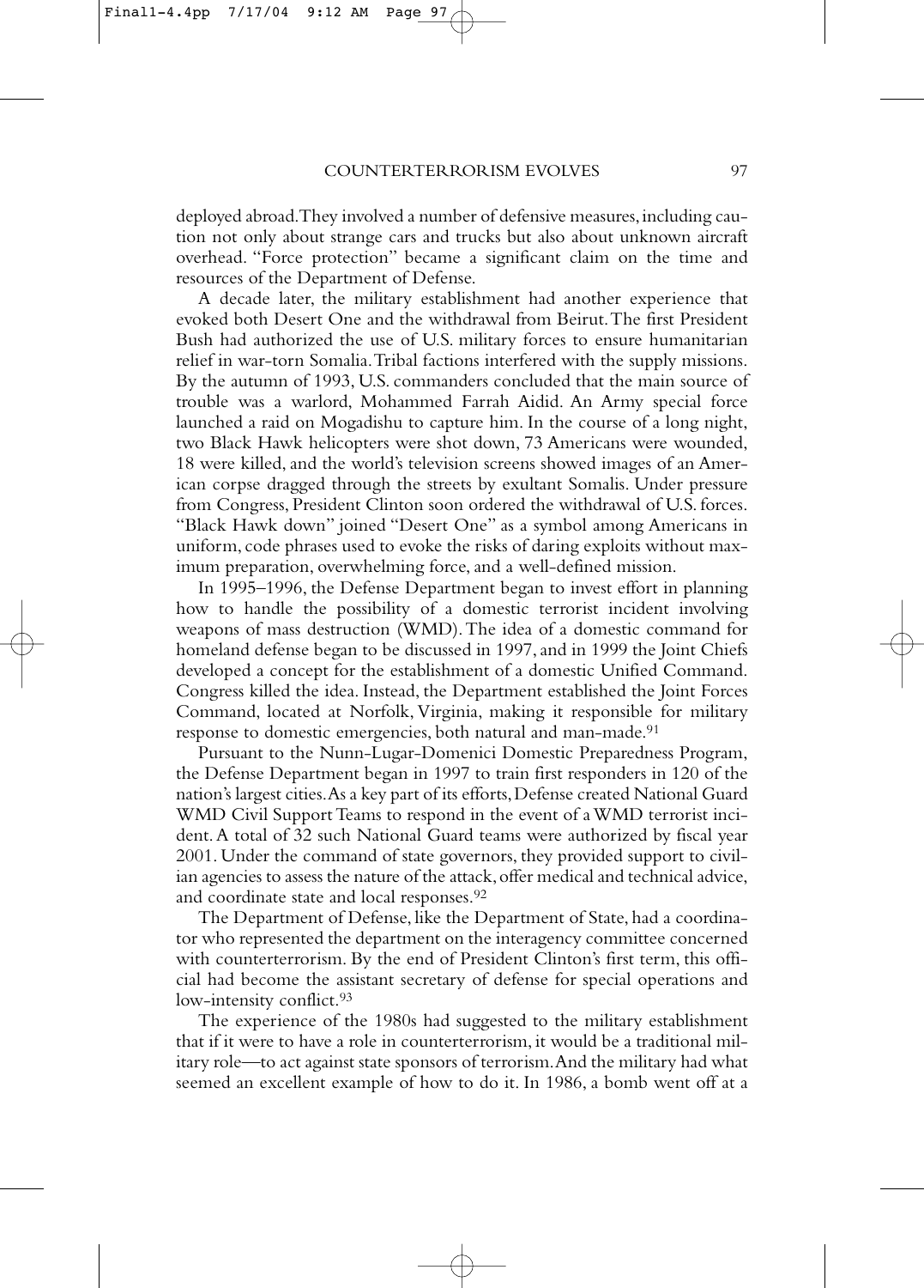deployed abroad. They involved a number of defensive measures, including caution not only about strange cars and trucks but also about unknown aircraft overhead. "Force protection" became a significant claim on the time and resources of the Department of Defense.

A decade later, the military establishment had another experience that evoked both Desert One and the withdrawal from Beirut. The first President Bush had authorized the use of U.S. military forces to ensure humanitarian relief in war-torn Somalia. Tribal factions interfered with the supply missions. By the autumn of 1993, U.S. commanders concluded that the main source of trouble was a warlord, Mohammed Farrah Aidid. An Army special force launched a raid on Mogadishu to capture him. In the course of a long night, two Black Hawk helicopters were shot down, 73 Americans were wounded, 18 were killed, and the world's television screens showed images of an American corpse dragged through the streets by exultant Somalis. Under pressure from Congress, President Clinton soon ordered the withdrawal of U.S. forces. "Black Hawk down" joined "Desert One" as a symbol among Americans in uniform, code phrases used to evoke the risks of daring exploits without maximum preparation, overwhelming force, and a well-defined mission.

In 1995–1996, the Defense Department began to invest effort in planning how to handle the possibility of a domestic terrorist incident involving weapons of mass destruction (WMD). The idea of a domestic command for homeland defense began to be discussed in 1997, and in 1999 the Joint Chiefs developed a concept for the establishment of a domestic Unified Command. Congress killed the idea. Instead, the Department established the Joint Forces Command, located at Norfolk, Virginia, making it responsible for military response to domestic emergencies, both natural and man-made.[91]

Pursuant to the Nunn-Lugar-Domenici Domestic Preparedness Program, the Defense Department began in 1997 to train first responders in 120 of the nation's largest cities. As a key part of its efforts, Defense created National Guard WMD Civil Support Teams to respond in the event of a WMD terrorist incident. A total of 32 such National Guard teams were authorized by fiscal year 2001. Under the command of state governors, they provided support to civilian agencies to assess the nature of the attack, offer medical and technical advice, and coordinate state and local responses.[92]

The Department of Defense, like the Department of State, had a coordinator who represented the department on the interagency committee concerned with counterterrorism. By the end of President Clinton's first term, this official had become the assistant secretary of defense for special operations and low-intensity conflict.[93]

The experience of the 1980s had suggested to the military establishment that if it were to have a role in counterterrorism, it would be a traditional military role—to act against state sponsors of terrorism. And the military had what seemed an excellent example of how to do it. In 1986, a bomb went off at a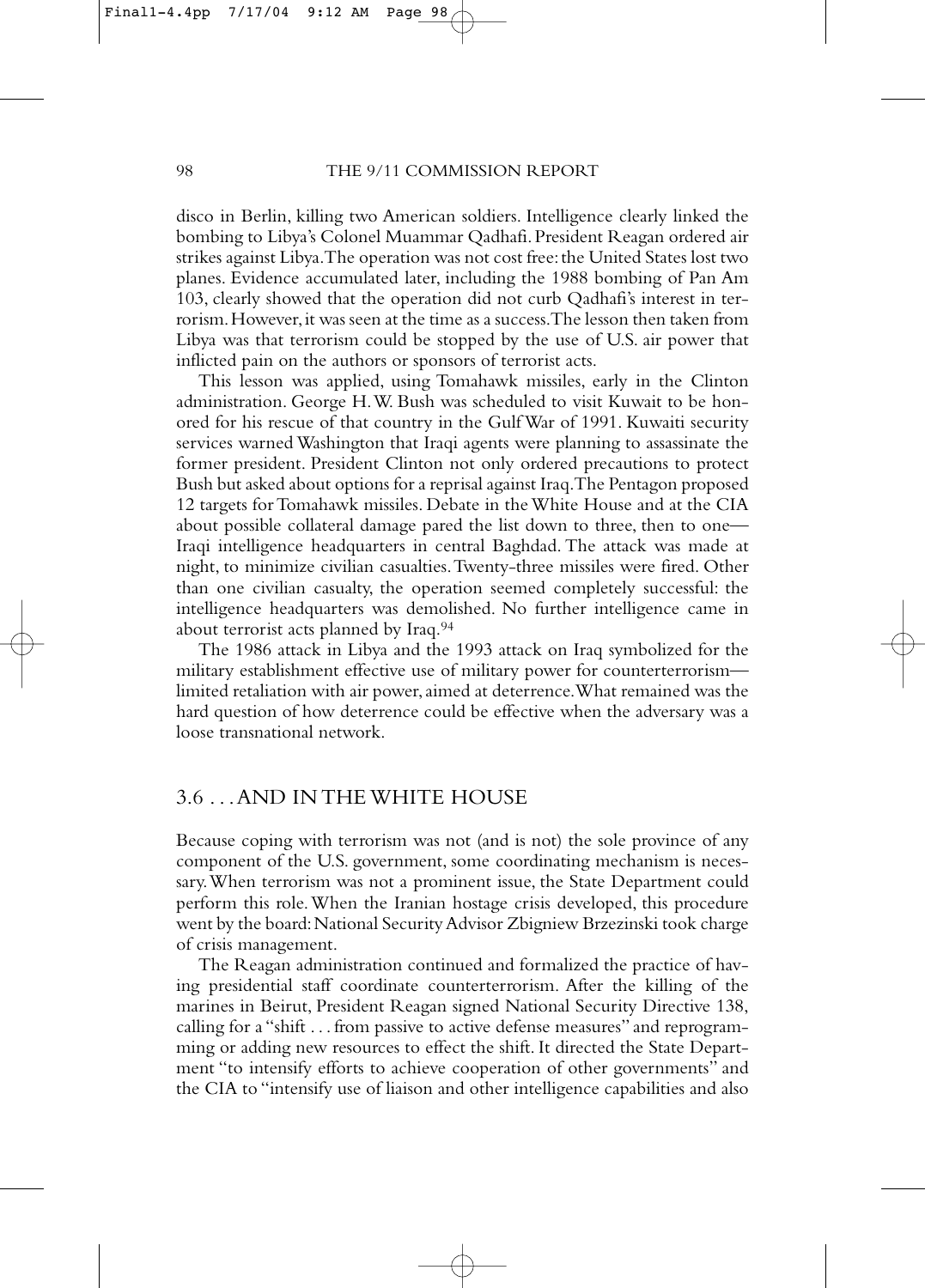disco in Berlin, killing two American soldiers. Intelligence clearly linked the bombing to Libya's Colonel Muammar Qadhafi. President Reagan ordered air strikes against Libya. The operation was not cost free: the United States lost two planes. Evidence accumulated later, including the 1988 bombing of Pan Am 103, clearly showed that the operation did not curb Qadhafi's interest in terrorism. However, it was seen at the time as a success. The lesson then taken from Libya was that terrorism could be stopped by the use of U.S. air power that inflicted pain on the authors or sponsors of terrorist acts.

This lesson was applied, using Tomahawk missiles, early in the Clinton administration. George H. W. Bush was scheduled to visit Kuwait to be honored for his rescue of that country in the Gulf War of 1991. Kuwaiti security services warned Washington that Iraqi agents were planning to assassinate the former president. President Clinton not only ordered precautions to protect Bush but asked about options for a reprisal against Iraq. The Pentagon proposed 12 targets for Tomahawk missiles. Debate in the White House and at the CIA about possible collateral damage pared the list down to three, then to one—Iraqi intelligence headquarters in central Baghdad. The attack was made at night, to minimize civilian casualties. Twenty-three missiles were fired. Other than one civilian casualty, the operation seemed completely successful: the intelligence headquarters was demolished. No further intelligence came in about terrorist acts planned by Iraq.[94]

The 1986 attack in Libya and the 1993 attack on Iraq symbolized for the military establishment effective use of military power for counterterrorism—limited retaliation with air power, aimed at deterrence. What remained was the hard question of how deterrence could be effective when the adversary was a loose transnational network.

## 3.6 . . . AND IN THE WHITE HOUSE

Because coping with terrorism was not (and is not) the sole province of any component of the U.S. government, some coordinating mechanism is necessary. When terrorism was not a prominent issue, the State Department could perform this role. When the Iranian hostage crisis developed, this procedure went by the board: National Security Advisor Zbigniew Brzezinski took charge of crisis management.

The Reagan administration continued and formalized the practice of having presidential staff coordinate counterterrorism. After the killing of the marines in Beirut, President Reagan signed National Security Directive 138, calling for a "shift . . . from passive to active defense measures" and reprogramming or adding new resources to effect the shift. It directed the State Department "to intensify efforts to achieve cooperation of other governments" and the CIA to "intensify use of liaison and other intelligence capabilities and also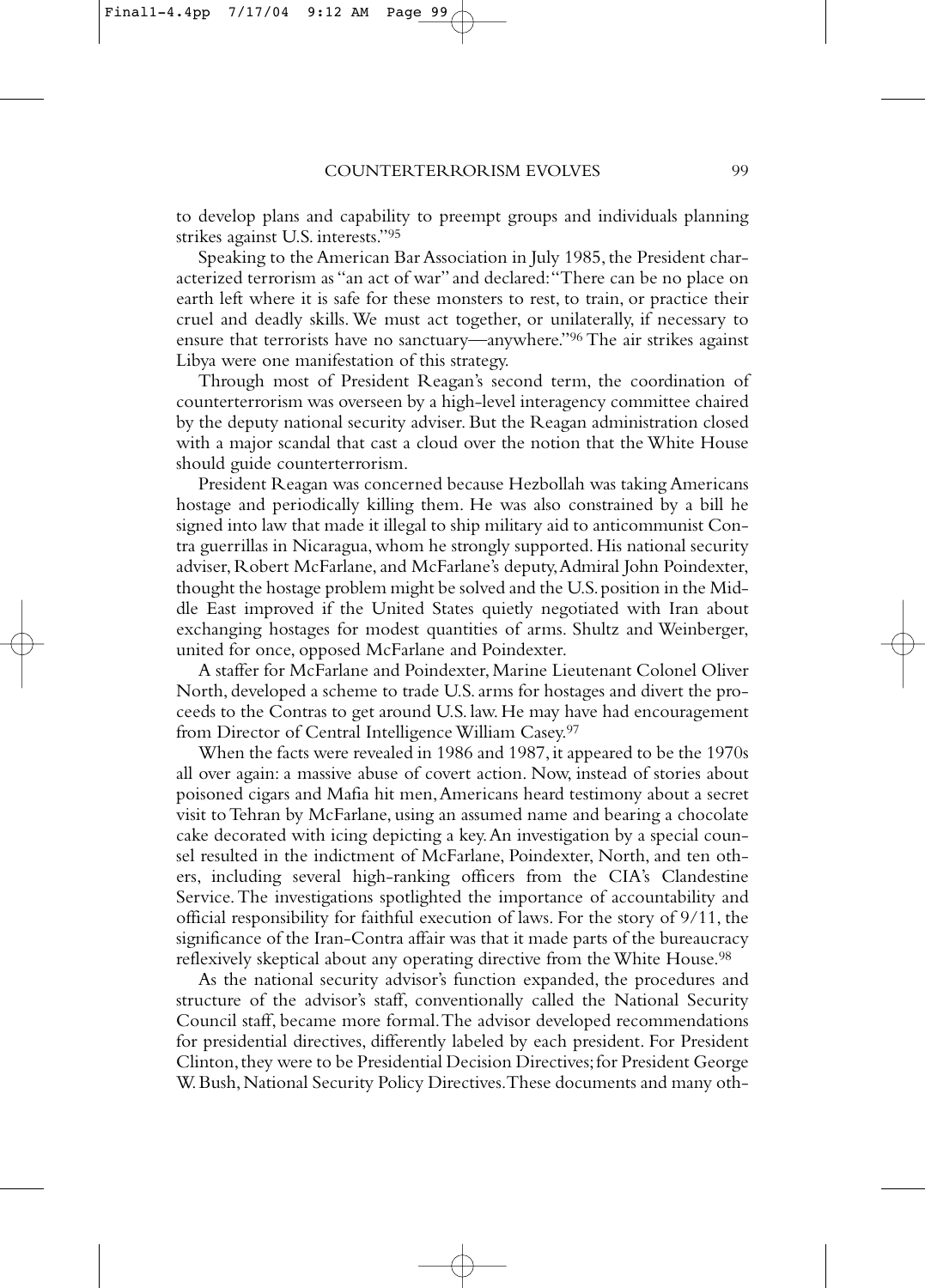to develop plans and capability to preempt groups and individuals planning strikes against U.S. interests."[95]

Speaking to the American Bar Association in July 1985, the President characterized terrorism as "an act of war" and declared: "There can be no place on earth left where it is safe for these monsters to rest, to train, or practice their cruel and deadly skills. We must act together, or unilaterally, if necessary to ensure that terrorists have no sanctuary—anywhere."[96] The air strikes against Libya were one manifestation of this strategy.

Through most of President Reagan's second term, the coordination of counterterrorism was overseen by a high-level interagency committee chaired by the deputy national security adviser. But the Reagan administration closed with a major scandal that cast a cloud over the notion that the White House should guide counterterrorism.

President Reagan was concerned because Hezbollah was taking Americans hostage and periodically killing them. He was also constrained by a bill he signed into law that made it illegal to ship military aid to anticommunist Contra guerrillas in Nicaragua, whom he strongly supported. His national security adviser, Robert McFarlane, and McFarlane's deputy, Admiral John Poindexter, thought the hostage problem might be solved and the U.S. position in the Middle East improved if the United States quietly negotiated with Iran about exchanging hostages for modest quantities of arms. Shultz and Weinberger, united for once, opposed McFarlane and Poindexter.

A staffer for McFarlane and Poindexter, Marine Lieutenant Colonel Oliver North, developed a scheme to trade U.S. arms for hostages and divert the proceeds to the Contras to get around U.S. law. He may have had encouragement from Director of Central Intelligence William Casey.[97]

When the facts were revealed in 1986 and 1987, it appeared to be the 1970s all over again: a massive abuse of covert action. Now, instead of stories about poisoned cigars and Mafia hit men, Americans heard testimony about a secret visit to Tehran by McFarlane, using an assumed name and bearing a chocolate cake decorated with icing depicting a key. An investigation by a special counsel resulted in the indictment of McFarlane, Poindexter, North, and ten others, including several high-ranking officers from the CIA's Clandestine Service. The investigations spotlighted the importance of accountability and official responsibility for faithful execution of laws. For the story of 9/11, the significance of the Iran-Contra affair was that it made parts of the bureaucracy reflexively skeptical about any operating directive from the White House.[98]

As the national security advisor's function expanded, the procedures and structure of the advisor's staff, conventionally called the National Security Council staff, became more formal. The advisor developed recommendations for presidential directives, differently labeled by each president. For President Clinton, they were to be Presidential Decision Directives; for President George W. Bush, National Security Policy Directives. These documents and many oth-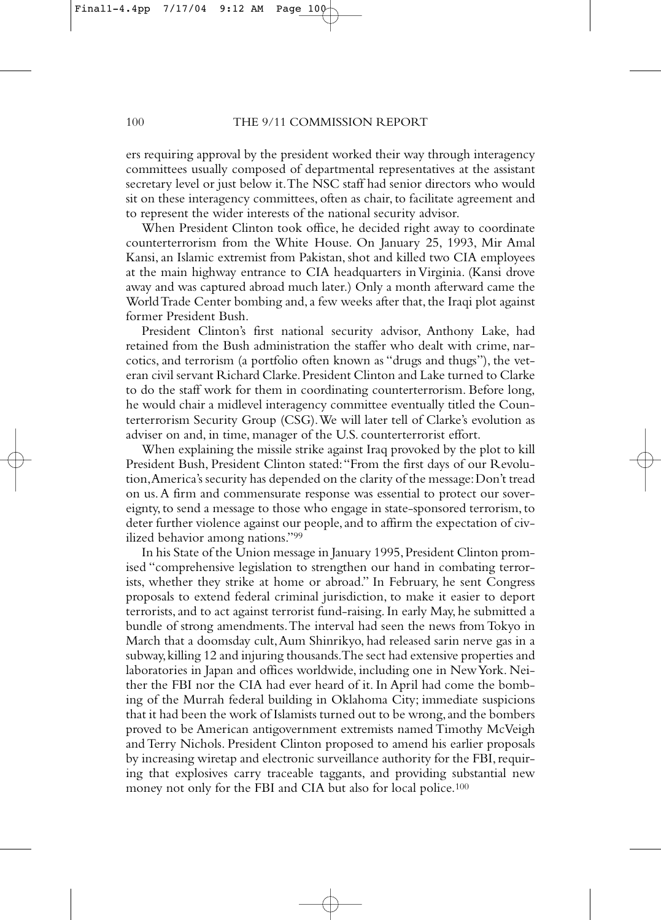ers requiring approval by the president worked their way through interagency committees usually composed of departmental representatives at the assistant secretary level or just below it. The NSC staff had senior directors who would sit on these interagency committees, often as chair, to facilitate agreement and to represent the wider interests of the national security advisor.

When President Clinton took office, he decided right away to coordinate counterterrorism from the White House. On January 25, 1993, Mir Amal Kansi, an Islamic extremist from Pakistan, shot and killed two CIA employees at the main highway entrance to CIA headquarters in Virginia. (Kansi drove away and was captured abroad much later.) Only a month afterward came the World Trade Center bombing and, a few weeks after that, the Iraqi plot against former President Bush.

President Clinton's first national security advisor, Anthony Lake, had retained from the Bush administration the staffer who dealt with crime, narcotics, and terrorism (a portfolio often known as "drugs and thugs"), the veteran civil servant Richard Clarke. President Clinton and Lake turned to Clarke to do the staff work for them in coordinating counterterrorism. Before long, he would chair a midlevel interagency committee eventually titled the Counterterrorism Security Group (CSG). We will later tell of Clarke's evolution as adviser on and, in time, manager of the U.S. counterterrorist effort.

When explaining the missile strike against Iraq provoked by the plot to kill President Bush, President Clinton stated: "From the first days of our Revolution, America's security has depended on the clarity of the message: Don't tread on us. A firm and commensurate response was essential to protect our sovereignty, to send a message to those who engage in state-sponsored terrorism, to deter further violence against our people, and to affirm the expectation of civilized behavior among nations."[99]

In his State of the Union message in January 1995, President Clinton promised "comprehensive legislation to strengthen our hand in combating terrorists, whether they strike at home or abroad." In February, he sent Congress proposals to extend federal criminal jurisdiction, to make it easier to deport terrorists, and to act against terrorist fund-raising. In early May, he submitted a bundle of strong amendments. The interval had seen the news from Tokyo in March that a doomsday cult, Aum Shinrikyo, had released sarin nerve gas in a subway, killing 12 and injuring thousands. The sect had extensive properties and laboratories in Japan and offices worldwide, including one in New York. Neither the FBI nor the CIA had ever heard of it. In April had come the bombing of the Murrah federal building in Oklahoma City; immediate suspicions that it had been the work of Islamists turned out to be wrong, and the bombers proved to be American antigovernment extremists named Timothy McVeigh and Terry Nichols. President Clinton proposed to amend his earlier proposals by increasing wiretap and electronic surveillance authority for the FBI, requiring that explosives carry traceable taggants, and providing substantial new money not only for the FBI and CIA but also for local police.[100]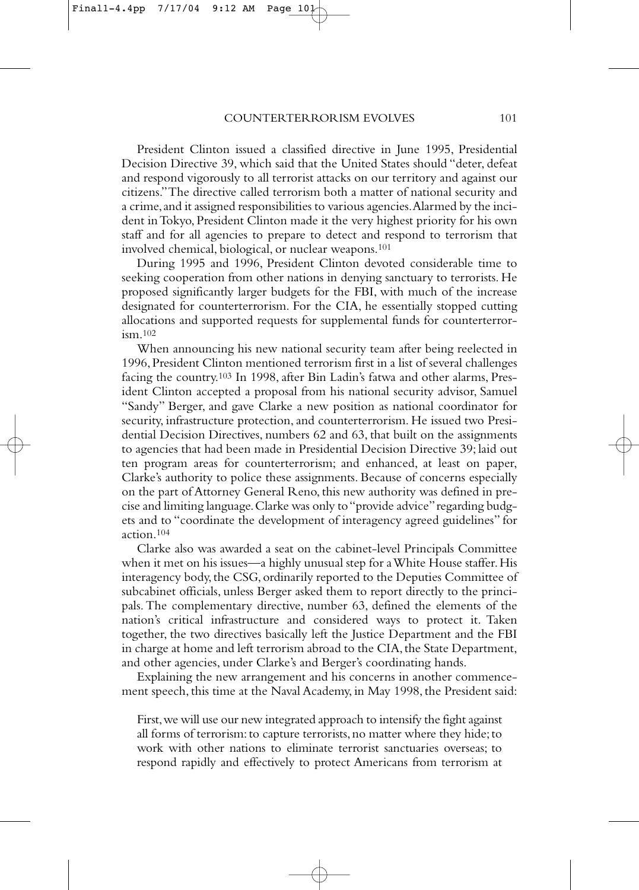President Clinton issued a classified directive in June 1995, Presidential Decision Directive 39, which said that the United States should "deter, defeat and respond vigorously to all terrorist attacks on our territory and against our citizens." The directive called terrorism both a matter of national security and a crime, and it assigned responsibilities to various agencies. Alarmed by the incident in Tokyo, President Clinton made it the very highest priority for his own staff and for all agencies to prepare to detect and respond to terrorism that involved chemical, biological, or nuclear weapons.[101]

During 1995 and 1996, President Clinton devoted considerable time to seeking cooperation from other nations in denying sanctuary to terrorists. He proposed significantly larger budgets for the FBI, with much of the increase designated for counterterrorism. For the CIA, he essentially stopped cutting allocations and supported requests for supplemental funds for counterterrorism.[102]

When announcing his new national security team after being reelected in 1996, President Clinton mentioned terrorism first in a list of several challenges facing the country.[103] In 1998, after Bin Ladin's fatwa and other alarms, President Clinton accepted a proposal from his national security advisor, Samuel "Sandy" Berger, and gave Clarke a new position as national coordinator for security, infrastructure protection, and counterterrorism. He issued two Presidential Decision Directives, numbers 62 and 63, that built on the assignments to agencies that had been made in Presidential Decision Directive 39; laid out ten program areas for counterterrorism; and enhanced, at least on paper, Clarke's authority to police these assignments. Because of concerns especially on the part of Attorney General Reno, this new authority was defined in precise and limiting language. Clarke was only to "provide advice" regarding budgets and to "coordinate the development of interagency agreed guidelines" for action.[104]

Clarke also was awarded a seat on the cabinet-level Principals Committee when it met on his issues—a highly unusual step for a White House staffer. His interagency body, the CSG, ordinarily reported to the Deputies Committee of subcabinet officials, unless Berger asked them to report directly to the principals. The complementary directive, number 63, defined the elements of the nation's critical infrastructure and considered ways to protect it. Taken together, the two directives basically left the Justice Department and the FBI in charge at home and left terrorism abroad to the CIA, the State Department, and other agencies, under Clarke's and Berger's coordinating hands.

Explaining the new arrangement and his concerns in another commencement speech, this time at the Naval Academy, in May 1998, the President said:

> First, we will use our new integrated approach to intensify the fight against all forms of terrorism: to capture terrorists, no matter where they hide; to work with other nations to eliminate terrorist sanctuaries overseas; to respond rapidly and effectively to protect Americans from terrorism at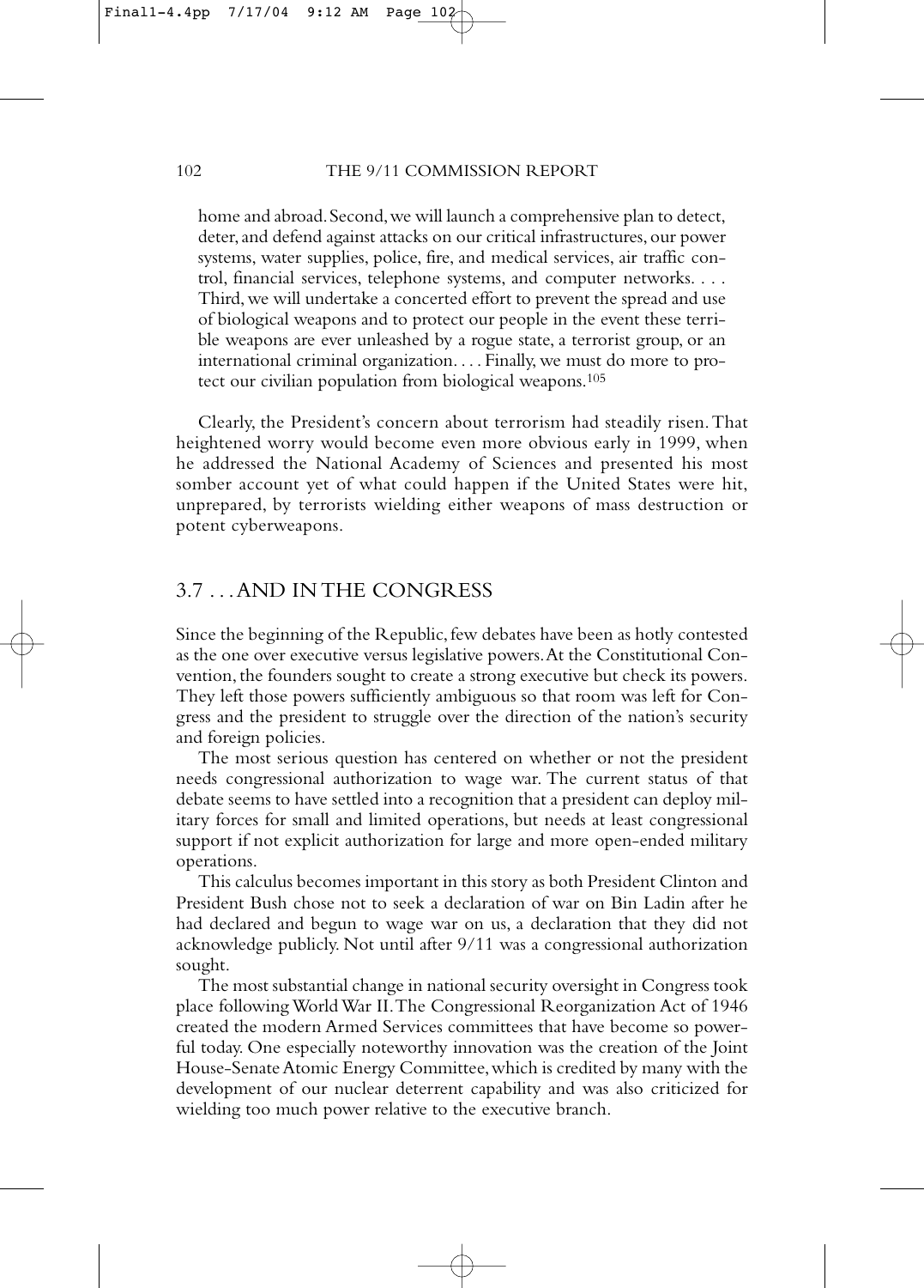home and abroad. Second, we will launch a comprehensive plan to detect, deter, and defend against attacks on our critical infrastructures, our power systems, water supplies, police, fire, and medical services, air traffic control, financial services, telephone systems, and computer networks. . . . Third, we will undertake a concerted effort to prevent the spread and use of biological weapons and to protect our people in the event these terrible weapons are ever unleashed by a rogue state, a terrorist group, or an international criminal organization. . . . Finally, we must do more to protect our civilian population from biological weapons.[105]

Clearly, the President's concern about terrorism had steadily risen. That heightened worry would become even more obvious early in 1999, when he addressed the National Academy of Sciences and presented his most somber account yet of what could happen if the United States were hit, unprepared, by terrorists wielding either weapons of mass destruction or potent cyberweapons.

## 3.7 . . . AND IN THE CONGRESS

Since the beginning of the Republic, few debates have been as hotly contested as the one over executive versus legislative powers. At the Constitutional Convention, the founders sought to create a strong executive but check its powers. They left those powers sufficiently ambiguous so that room was left for Congress and the president to struggle over the direction of the nation's security and foreign policies.

The most serious question has centered on whether or not the president needs congressional authorization to wage war. The current status of that debate seems to have settled into a recognition that a president can deploy military forces for small and limited operations, but needs at least congressional support if not explicit authorization for large and more open-ended military operations.

This calculus becomes important in this story as both President Clinton and President Bush chose not to seek a declaration of war on Bin Ladin after he had declared and begun to wage war on us, a declaration that they did not acknowledge publicly. Not until after 9/11 was a congressional authorization sought.

The most substantial change in national security oversight in Congress took place following World War II. The Congressional Reorganization Act of 1946 created the modern Armed Services committees that have become so powerful today. One especially noteworthy innovation was the creation of the Joint House-Senate Atomic Energy Committee, which is credited by many with the development of our nuclear deterrent capability and was also criticized for wielding too much power relative to the executive branch.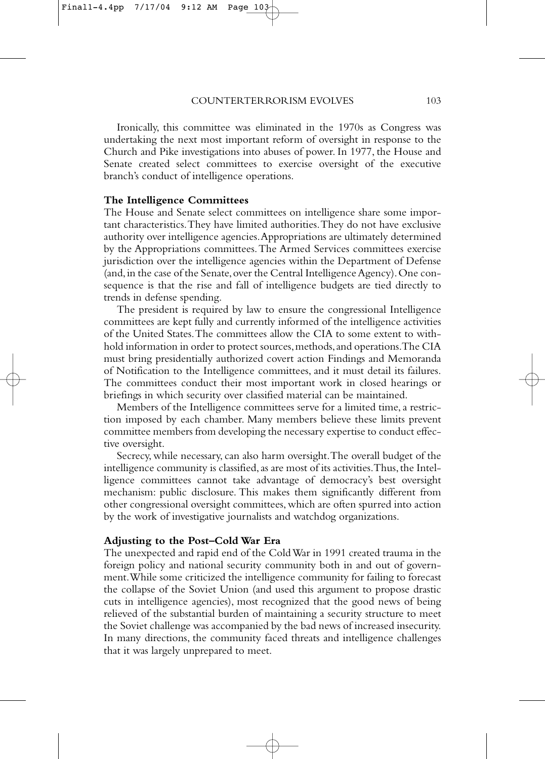Ironically, this committee was eliminated in the 1970s as Congress was undertaking the next most important reform of oversight in response to the Church and Pike investigations into abuses of power. In 1977, the House and Senate created select committees to exercise oversight of the executive branch's conduct of intelligence operations.

**The Intelligence Committees**

The House and Senate select committees on intelligence share some important characteristics. They have limited authorities. They do not have exclusive authority over intelligence agencies. Appropriations are ultimately determined by the Appropriations committees. The Armed Services committees exercise jurisdiction over the intelligence agencies within the Department of Defense (and, in the case of the Senate, over the Central Intelligence Agency). One consequence is that the rise and fall of intelligence budgets are tied directly to trends in defense spending.

The president is required by law to ensure the congressional Intelligence committees are kept fully and currently informed of the intelligence activities of the United States. The committees allow the CIA to some extent to withhold information in order to protect sources, methods, and operations. The CIA must bring presidentially authorized covert action Findings and Memoranda of Notification to the Intelligence committees, and it must detail its failures. The committees conduct their most important work in closed hearings or briefings in which security over classified material can be maintained.

Members of the Intelligence committees serve for a limited time, a restriction imposed by each chamber. Many members believe these limits prevent committee members from developing the necessary expertise to conduct effective oversight.

Secrecy, while necessary, can also harm oversight. The overall budget of the intelligence community is classified, as are most of its activities. Thus, the Intelligence committees cannot take advantage of democracy's best oversight mechanism: public disclosure. This makes them significantly different from other congressional oversight committees, which are often spurred into action by the work of investigative journalists and watchdog organizations.

**Adjusting to the Post–Cold War Era**

The unexpected and rapid end of the Cold War in 1991 created trauma in the foreign policy and national security community both in and out of government. While some criticized the intelligence community for failing to forecast the collapse of the Soviet Union (and used this argument to propose drastic cuts in intelligence agencies), most recognized that the good news of being relieved of the substantial burden of maintaining a security structure to meet the Soviet challenge was accompanied by the bad news of increased insecurity. In many directions, the community faced threats and intelligence challenges that it was largely unprepared to meet.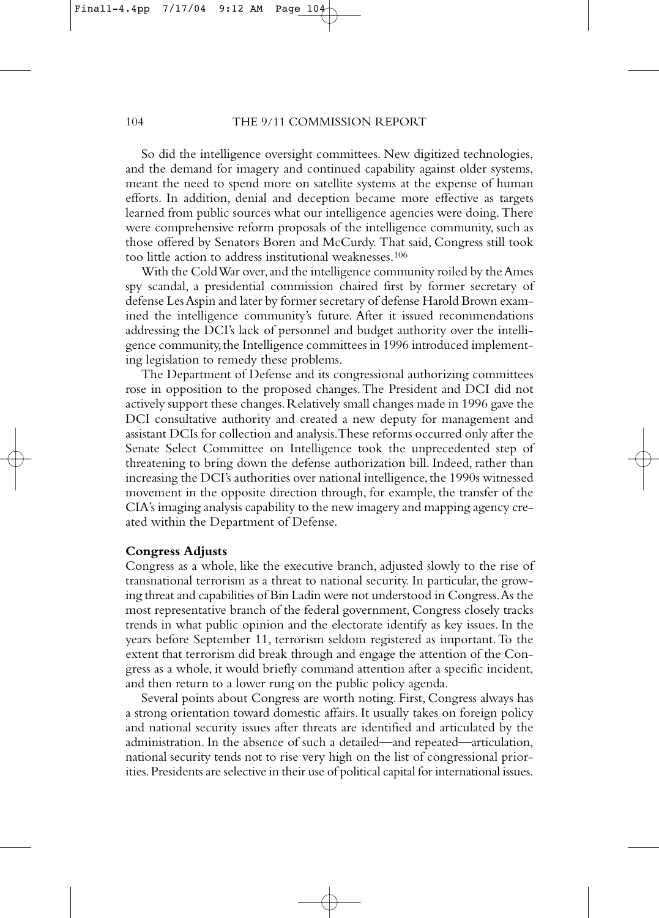So did the intelligence oversight committees. New digitized technologies, and the demand for imagery and continued capability against older systems, meant the need to spend more on satellite systems at the expense of human efforts. In addition, denial and deception became more effective as targets learned from public sources what our intelligence agencies were doing. There were comprehensive reform proposals of the intelligence community, such as those offered by Senators Boren and McCurdy. That said, Congress still took too little action to address institutional weaknesses.[106]

With the Cold War over, and the intelligence community roiled by the Ames spy scandal, a presidential commission chaired first by former secretary of defense Les Aspin and later by former secretary of defense Harold Brown examined the intelligence community's future. After it issued recommendations addressing the DCI's lack of personnel and budget authority over the intelligence community, the Intelligence committees in 1996 introduced implementing legislation to remedy these problems.

The Department of Defense and its congressional authorizing committees rose in opposition to the proposed changes. The President and DCI did not actively support these changes. Relatively small changes made in 1996 gave the DCI consultative authority and created a new deputy for management and assistant DCIs for collection and analysis. These reforms occurred only after the Senate Select Committee on Intelligence took the unprecedented step of threatening to bring down the defense authorization bill. Indeed, rather than increasing the DCI's authorities over national intelligence, the 1990s witnessed movement in the opposite direction through, for example, the transfer of the CIA's imaging analysis capability to the new imagery and mapping agency created within the Department of Defense.

**Congress Adjusts**

Congress as a whole, like the executive branch, adjusted slowly to the rise of transnational terrorism as a threat to national security. In particular, the growing threat and capabilities of Bin Ladin were not understood in Congress. As the most representative branch of the federal government, Congress closely tracks trends in what public opinion and the electorate identify as key issues. In the years before September 11, terrorism seldom registered as important. To the extent that terrorism did break through and engage the attention of the Congress as a whole, it would briefly command attention after a specific incident, and then return to a lower rung on the public policy agenda.

Several points about Congress are worth noting. First, Congress always has a strong orientation toward domestic affairs. It usually takes on foreign policy and national security issues after threats are identified and articulated by the administration. In the absence of such a detailed—and repeated—articulation, national security tends not to rise very high on the list of congressional priorities. Presidents are selective in their use of political capital for international issues.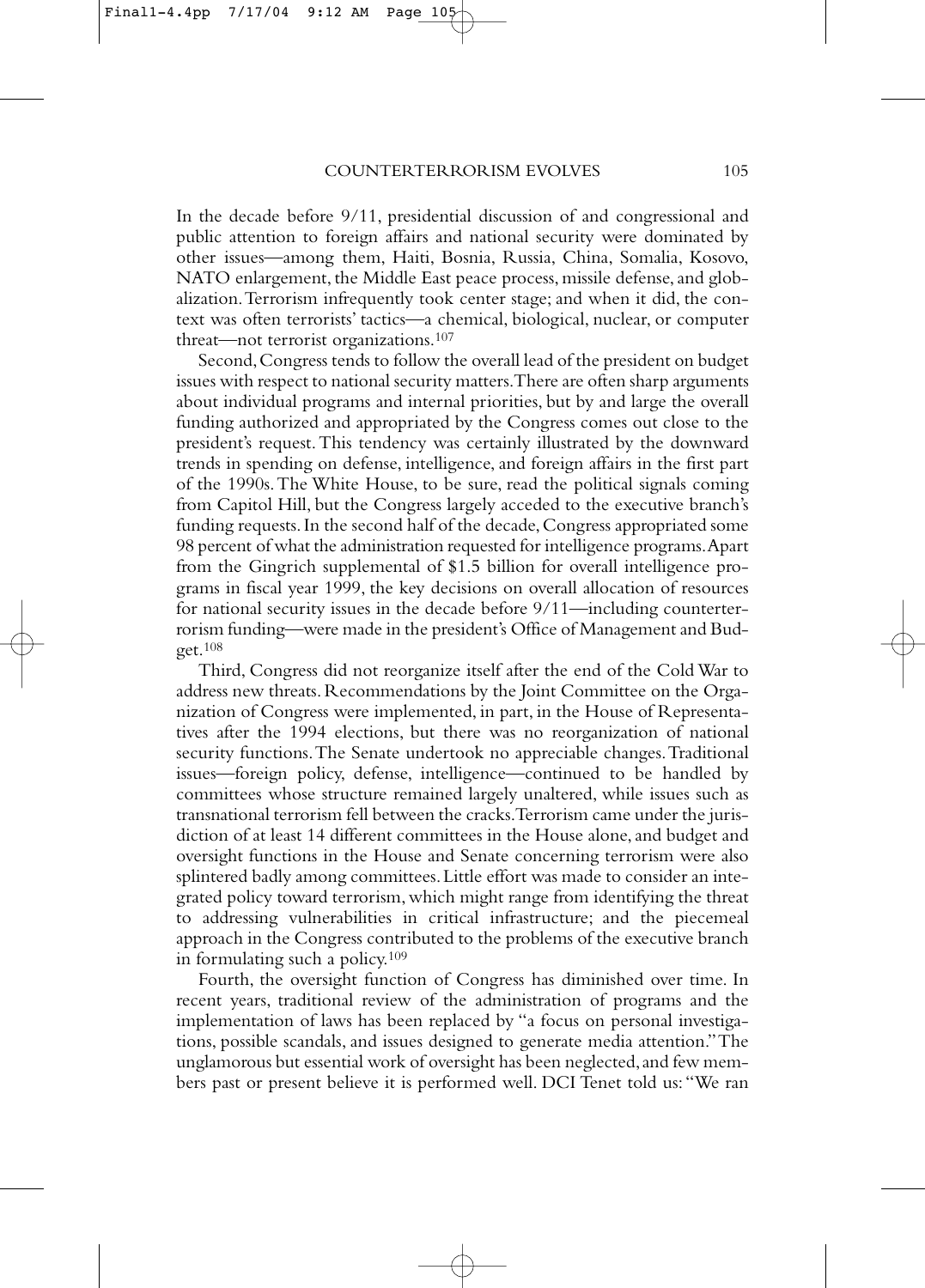In the decade before 9/11, presidential discussion of and congressional and public attention to foreign affairs and national security were dominated by other issues—among them, Haiti, Bosnia, Russia, China, Somalia, Kosovo, NATO enlargement, the Middle East peace process, missile defense, and globalization. Terrorism infrequently took center stage; and when it did, the context was often terrorists' tactics—a chemical, biological, nuclear, or computer threat—not terrorist organizations.[107]

Second, Congress tends to follow the overall lead of the president on budget issues with respect to national security matters. There are often sharp arguments about individual programs and internal priorities, but by and large the overall funding authorized and appropriated by the Congress comes out close to the president's request. This tendency was certainly illustrated by the downward trends in spending on defense, intelligence, and foreign affairs in the first part of the 1990s. The White House, to be sure, read the political signals coming from Capitol Hill, but the Congress largely acceded to the executive branch's funding requests. In the second half of the decade, Congress appropriated some 98 percent of what the administration requested for intelligence programs. Apart from the Gingrich supplemental of $1.5 billion for overall intelligence programs in fiscal year 1999, the key decisions on overall allocation of resources for national security issues in the decade before 9/11—including counterterrorism funding—were made in the president's Office of Management and Budget.[108]

Third, Congress did not reorganize itself after the end of the Cold War to address new threats. Recommendations by the Joint Committee on the Organization of Congress were implemented, in part, in the House of Representatives after the 1994 elections, but there was no reorganization of national security functions. The Senate undertook no appreciable changes. Traditional issues—foreign policy, defense, intelligence—continued to be handled by committees whose structure remained largely unaltered, while issues such as transnational terrorism fell between the cracks. Terrorism came under the jurisdiction of at least 14 different committees in the House alone, and budget and oversight functions in the House and Senate concerning terrorism were also splintered badly among committees. Little effort was made to consider an integrated policy toward terrorism, which might range from identifying the threat to addressing vulnerabilities in critical infrastructure; and the piecemeal approach in the Congress contributed to the problems of the executive branch in formulating such a policy.[109]

Fourth, the oversight function of Congress has diminished over time. In recent years, traditional review of the administration of programs and the implementation of laws has been replaced by "a focus on personal investigations, possible scandals, and issues designed to generate media attention." The unglamorous but essential work of oversight has been neglected, and few members past or present believe it is performed well. DCI Tenet told us: "We ran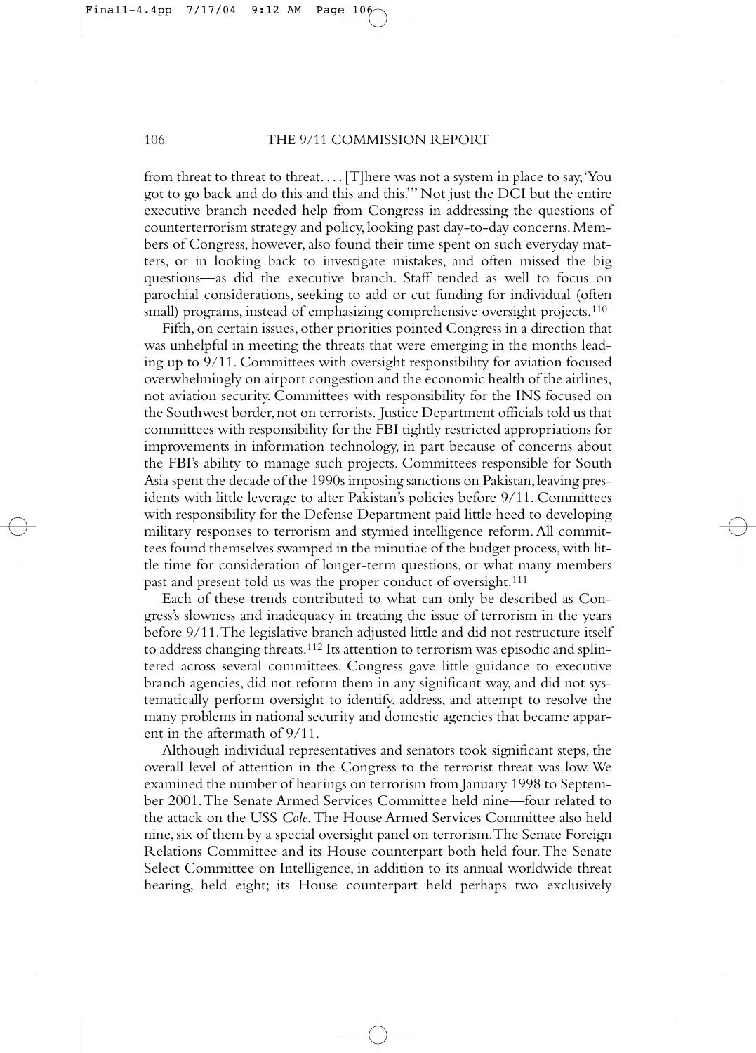from threat to threat to threat. . . . [T]here was not a system in place to say, 'You got to go back and do this and this and this.'" Not just the DCI but the entire executive branch needed help from Congress in addressing the questions of counterterrorism strategy and policy, looking past day-to-day concerns. Members of Congress, however, also found their time spent on such everyday matters, or in looking back to investigate mistakes, and often missed the big questions—as did the executive branch. Staff tended as well to focus on parochial considerations, seeking to add or cut funding for individual (often small) programs, instead of emphasizing comprehensive oversight projects.[110]

Fifth, on certain issues, other priorities pointed Congress in a direction that was unhelpful in meeting the threats that were emerging in the months leading up to 9/11. Committees with oversight responsibility for aviation focused overwhelmingly on airport congestion and the economic health of the airlines, not aviation security. Committees with responsibility for the INS focused on the Southwest border, not on terrorists. Justice Department officials told us that committees with responsibility for the FBI tightly restricted appropriations for improvements in information technology, in part because of concerns about the FBI's ability to manage such projects. Committees responsible for South Asia spent the decade of the 1990s imposing sanctions on Pakistan, leaving presidents with little leverage to alter Pakistan's policies before 9/11. Committees with responsibility for the Defense Department paid little heed to developing military responses to terrorism and stymied intelligence reform. All committees found themselves swamped in the minutiae of the budget process, with little time for consideration of longer-term questions, or what many members past and present told us was the proper conduct of oversight.[111]

Each of these trends contributed to what can only be described as Congress's slowness and inadequacy in treating the issue of terrorism in the years before 9/11. The legislative branch adjusted little and did not restructure itself to address changing threats.[112] Its attention to terrorism was episodic and splintered across several committees. Congress gave little guidance to executive branch agencies, did not reform them in any significant way, and did not systematically perform oversight to identify, address, and attempt to resolve the many problems in national security and domestic agencies that became apparent in the aftermath of 9/11.

Although individual representatives and senators took significant steps, the overall level of attention in the Congress to the terrorist threat was low. We examined the number of hearings on terrorism from January 1998 to September 2001. The Senate Armed Services Committee held nine—four related to the attack on the USS *Cole.* The House Armed Services Committee also held nine, six of them by a special oversight panel on terrorism. The Senate Foreign Relations Committee and its House counterpart both held four. The Senate Select Committee on Intelligence, in addition to its annual worldwide threat hearing, held eight; its House counterpart held perhaps two exclusively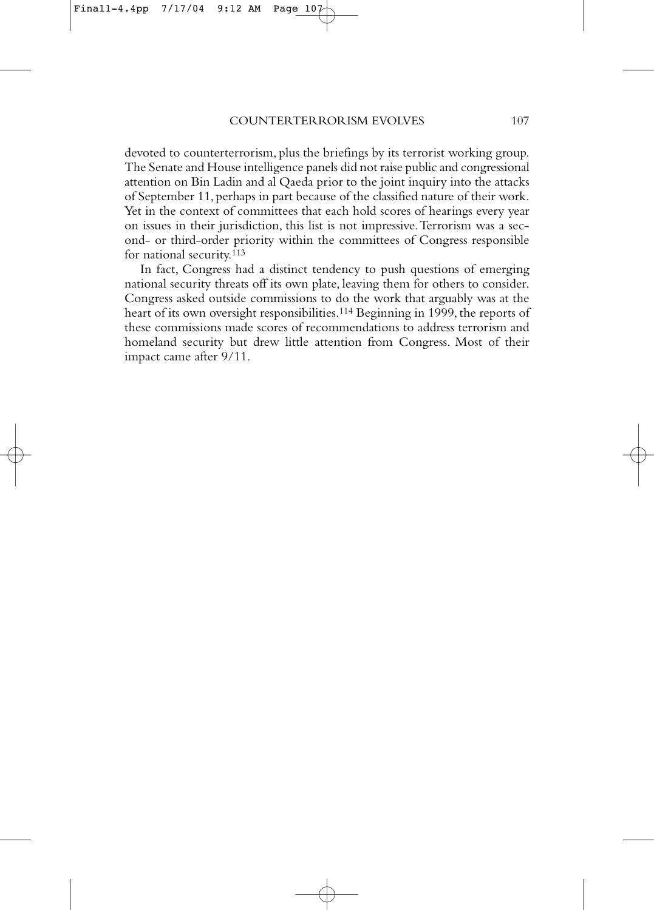devoted to counterterrorism, plus the briefings by its terrorist working group. The Senate and House intelligence panels did not raise public and congressional attention on Bin Ladin and al Qaeda prior to the joint inquiry into the attacks of September 11, perhaps in part because of the classified nature of their work. Yet in the context of committees that each hold scores of hearings every year on issues in their jurisdiction, this list is not impressive. Terrorism was a second- or third-order priority within the committees of Congress responsible for national security.[113]

In fact, Congress had a distinct tendency to push questions of emerging national security threats off its own plate, leaving them for others to consider. Congress asked outside commissions to do the work that arguably was at the heart of its own oversight responsibilities.[114] Beginning in 1999, the reports of these commissions made scores of recommendations to address terrorism and homeland security but drew little attention from Congress. Most of their impact came after 9/11.